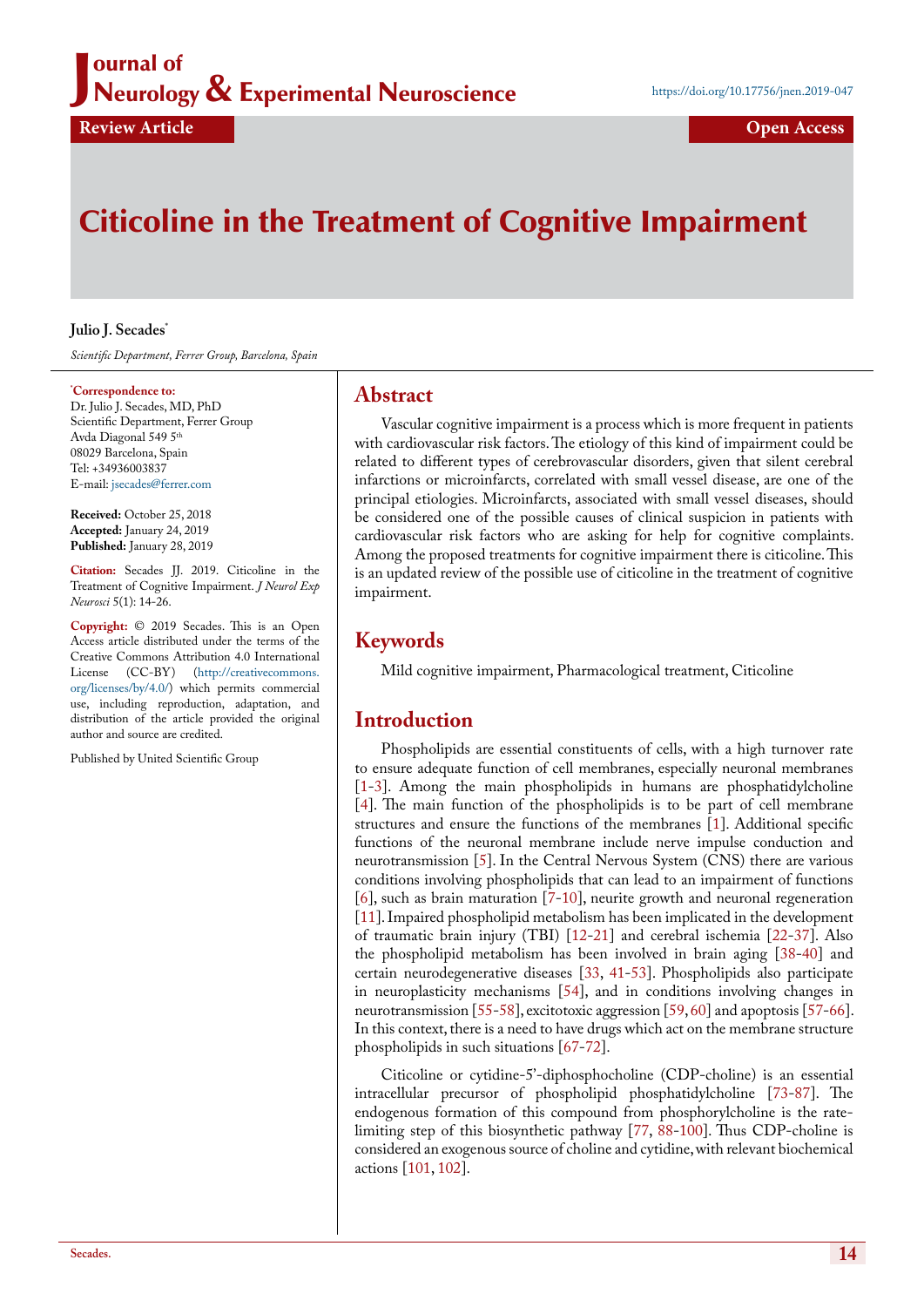Journal of Neurology & Experimental Neuroscience

https://doi.org/10.17756/jnen.2019-047

Review Article

Open Access

# Citicoline in the Treatment of Cognitive Impairment

**Julio J. Secades***

*Scientific Department, Ferrer Group, Barcelona, Spain*

**\*Correspondence to:**
Dr. Julio J. Secades, MD, PhD
Scientific Department, Ferrer Group
Avda Diagonal 549 5th
08029 Barcelona, Spain
Tel: +34936003837
E-mail: jsecades@ferrer.com

**Received:** October 25, 2018
**Accepted:** January 24, 2019
**Published:** January 28, 2019

**Citation:** Secades JJ. 2019. Citicoline in the Treatment of Cognitive Impairment. *J Neurol Exp Neurosci* 5(1): 14-26.

**Copyright:** © 2019 Secades. This is an Open Access article distributed under the terms of the Creative Commons Attribution 4.0 International License (CC-BY) (http://creativecommons.org/licenses/by/4.0/) which permits commercial use, including reproduction, adaptation, and distribution of the article provided the original author and source are credited.

Published by United Scientific Group

## Abstract

Vascular cognitive impairment is a process which is more frequent in patients with cardiovascular risk factors. The etiology of this kind of impairment could be related to different types of cerebrovascular disorders, given that silent cerebral infarctions or microinfarcts, correlated with small vessel disease, are one of the principal etiologies. Microinfarcts, associated with small vessel diseases, should be considered one of the possible causes of clinical suspicion in patients with cardiovascular risk factors who are asking for help for cognitive complaints. Among the proposed treatments for cognitive impairment there is citicoline. This is an updated review of the possible use of citicoline in the treatment of cognitive impairment.

## Keywords

Mild cognitive impairment, Pharmacological treatment, Citicoline

## Introduction

Phospholipids are essential constituents of cells, with a high turnover rate to ensure adequate function of cell membranes, especially neuronal membranes [1-3]. Among the main phospholipids in humans are phosphatidylcholine [4]. The main function of the phospholipids is to be part of cell membrane structures and ensure the functions of the membranes [1]. Additional specific functions of the neuronal membrane include nerve impulse conduction and neurotransmission [5]. In the Central Nervous System (CNS) there are various conditions involving phospholipids that can lead to an impairment of functions [6], such as brain maturation [7-10], neurite growth and neuronal regeneration [11]. Impaired phospholipid metabolism has been implicated in the development of traumatic brain injury (TBI) [12-21] and cerebral ischemia [22-37]. Also the phospholipid metabolism has been involved in brain aging [38-40] and certain neurodegenerative diseases [33, 41-53]. Phospholipids also participate in neuroplasticity mechanisms [54], and in conditions involving changes in neurotransmission [55-58], excitotoxic aggression [59, 60] and apoptosis [57-66]. In this context, there is a need to have drugs which act on the membrane structure phospholipids in such situations [67-72].

Citicoline or cytidine-5'-diphosphocholine (CDP-choline) is an essential intracellular precursor of phospholipid phosphatidylcholine [73-87]. The endogenous formation of this compound from phosphorylcholine is the rate-limiting step of this biosynthetic pathway [77, 88-100]. Thus CDP-choline is considered an exogenous source of choline and cytidine, with relevant biochemical actions [101, 102].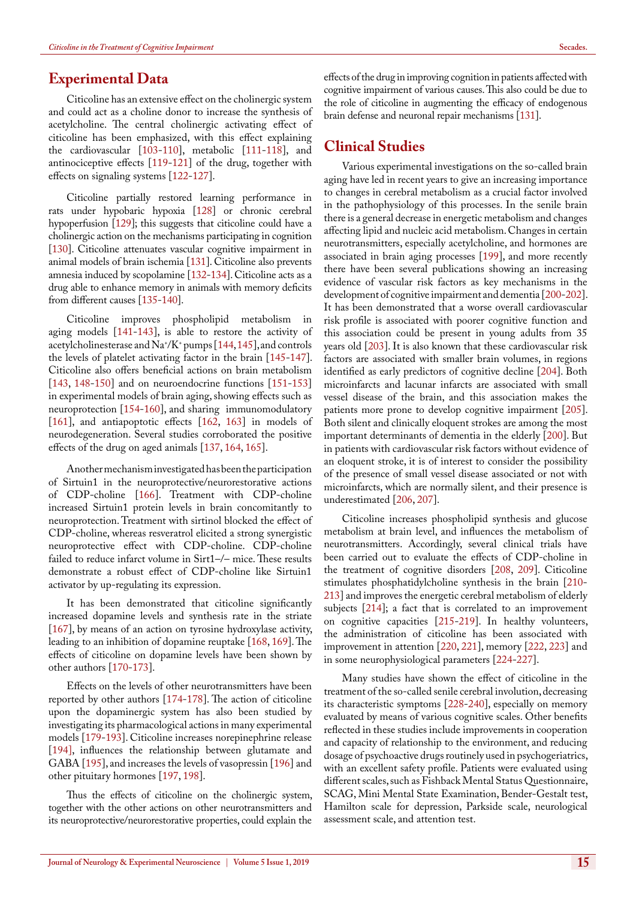## Experimental Data

Citicoline has an extensive effect on the cholinergic system and could act as a choline donor to increase the synthesis of acetylcholine. The central cholinergic activating effect of citicoline has been emphasized, with this effect explaining the cardiovascular [103-110], metabolic [111-118], and antinociceptive effects [119-121] of the drug, together with effects on signaling systems [122-127].

Citicoline partially restored learning performance in rats under hypobaric hypoxia [128] or chronic cerebral hypoperfusion [129]; this suggests that citicoline could have a cholinergic action on the mechanisms participating in cognition [130]. Citicoline attenuates vascular cognitive impairment in animal models of brain ischemia [131]. Citicoline also prevents amnesia induced by scopolamine [132-134]. Citicoline acts as a drug able to enhance memory in animals with memory deficits from different causes [135-140].

Citicoline improves phospholipid metabolism in aging models [141-143], is able to restore the activity of acetylcholinesterase and $Na^+/K^+$ pumps [144,145], and controls the levels of platelet activating factor in the brain [145-147]. Citicoline also offers beneficial actions on brain metabolism [143, 148-150] and on neuroendocrine functions [151-153] in experimental models of brain aging, showing effects such as neuroprotection [154-160], and sharing immunomodulatory [161], and antiapoptotic effects [162, 163] in models of neurodegeneration. Several studies corroborated the positive effects of the drug on aged animals [137, 164, 165].

Another mechanism investigated has been the participation of Sirtuin1 in the neuroprotective/neurorestorative actions of CDP-choline [166]. Treatment with CDP-choline increased Sirtuin1 protein levels in brain concomitantly to neuroprotection. Treatment with sirtinol blocked the effect of CDP-choline, whereas resveratrol elicited a strong synergistic neuroprotective effect with CDP-choline. CDP-choline failed to reduce infarct volume in Sirt1–/– mice. These results demonstrate a robust effect of CDP-choline like Sirtuin1 activator by up-regulating its expression.

It has been demonstrated that citicoline significantly increased dopamine levels and synthesis rate in the striate [167], by means of an action on tyrosine hydroxylase activity, leading to an inhibition of dopamine reuptake [168, 169]. The effects of citicoline on dopamine levels have been shown by other authors [170-173].

Effects on the levels of other neurotransmitters have been reported by other authors [174-178]. The action of citicoline upon the dopaminergic system has also been studied by investigating its pharmacological actions in many experimental models [179-193]. Citicoline increases norepinephrine release [194], influences the relationship between glutamate and GABA [195], and increases the levels of vasopressin [196] and other pituitary hormones [197, 198].

Thus the effects of citicoline on the cholinergic system, together with the other actions on other neurotransmitters and its neuroprotective/neurorestorative properties, could explain the effects of the drug in improving cognition in patients affected with cognitive impairment of various causes. This also could be due to the role of citicoline in augmenting the efficacy of endogenous brain defense and neuronal repair mechanisms [131].

## Clinical Studies

Various experimental investigations on the so-called brain aging have led in recent years to give an increasing importance to changes in cerebral metabolism as a crucial factor involved in the pathophysiology of this processes. In the senile brain there is a general decrease in energetic metabolism and changes affecting lipid and nucleic acid metabolism. Changes in certain neurotransmitters, especially acetylcholine, and hormones are associated in brain aging processes [199], and more recently there have been several publications showing an increasing evidence of vascular risk factors as key mechanisms in the development of cognitive impairment and dementia [200-202]. It has been demonstrated that a worse overall cardiovascular risk profile is associated with poorer cognitive function and this association could be present in young adults from 35 years old [203]. It is also known that these cardiovascular risk factors are associated with smaller brain volumes, in regions identified as early predictors of cognitive decline [204]. Both microinfarcts and lacunar infarcts are associated with small vessel disease of the brain, and this association makes the patients more prone to develop cognitive impairment [205]. Both silent and clinically eloquent strokes are among the most important determinants of dementia in the elderly [200]. But in patients with cardiovascular risk factors without evidence of an eloquent stroke, it is of interest to consider the possibility of the presence of small vessel disease associated or not with microinfarcts, which are normally silent, and their presence is underestimated [206, 207].

Citicoline increases phospholipid synthesis and glucose metabolism at brain level, and influences the metabolism of neurotransmitters. Accordingly, several clinical trials have been carried out to evaluate the effects of CDP-choline in the treatment of cognitive disorders [208, 209]. Citicoline stimulates phosphatidylcholine synthesis in the brain [210-213] and improves the energetic cerebral metabolism of elderly subjects [214]; a fact that is correlated to an improvement on cognitive capacities [215-219]. In healthy volunteers, the administration of citicoline has been associated with improvement in attention [220, 221], memory [222, 223] and in some neurophysiological parameters [224-227].

Many studies have shown the effect of citicoline in the treatment of the so-called senile cerebral involution, decreasing its characteristic symptoms [228-240], especially on memory evaluated by means of various cognitive scales. Other benefits reflected in these studies include improvements in cooperation and capacity of relationship to the environment, and reducing dosage of psychoactive drugs routinely used in psychogeriatrics, with an excellent safety profile. Patients were evaluated using different scales, such as Fishback Mental Status Questionnaire, SCAG, Mini Mental State Examination, Bender-Gestalt test, Hamilton scale for depression, Parkside scale, neurological assessment scale, and attention test.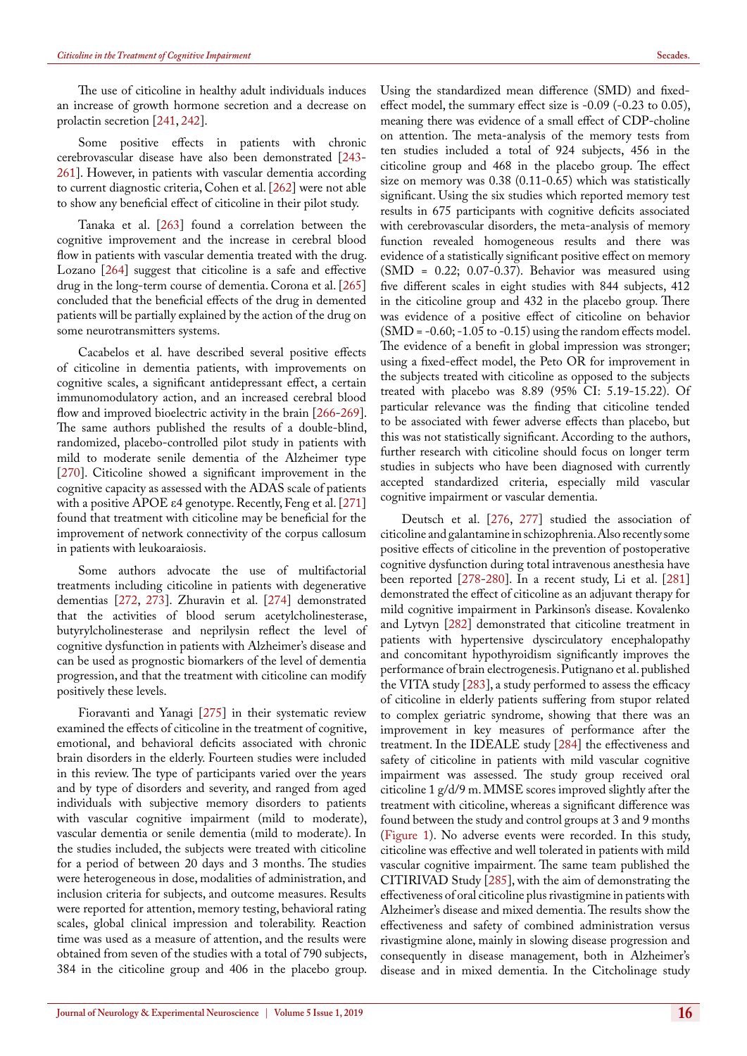The use of citicoline in healthy adult individuals induces an increase of growth hormone secretion and a decrease on prolactin secretion [241, 242].

Some positive effects in patients with chronic cerebrovascular disease have also been demonstrated [243-261]. However, in patients with vascular dementia according to current diagnostic criteria, Cohen et al. [262] were not able to show any beneficial effect of citicoline in their pilot study.

Tanaka et al. [263] found a correlation between the cognitive improvement and the increase in cerebral blood flow in patients with vascular dementia treated with the drug. Lozano [264] suggest that citicoline is a safe and effective drug in the long-term course of dementia. Corona et al. [265] concluded that the beneficial effects of the drug in demented patients will be partially explained by the action of the drug on some neurotransmitters systems.

Cacabelos et al. have described several positive effects of citicoline in dementia patients, with improvements on cognitive scales, a significant antidepressant effect, a certain immunomodulatory action, and an increased cerebral blood flow and improved bioelectric activity in the brain [266-269]. The same authors published the results of a double-blind, randomized, placebo-controlled pilot study in patients with mild to moderate senile dementia of the Alzheimer type [270]. Citicoline showed a significant improvement in the cognitive capacity as assessed with the ADAS scale of patients with a positive APOE ε4 genotype. Recently, Feng et al. [271] found that treatment with citicoline may be beneficial for the improvement of network connectivity of the corpus callosum in patients with leukoaraiosis.

Some authors advocate the use of multifactorial treatments including citicoline in patients with degenerative dementias [272, 273]. Zhuravin et al. [274] demonstrated that the activities of blood serum acetylcholinesterase, butyrylcholinesterase and neprilysin reflect the level of cognitive dysfunction in patients with Alzheimer's disease and can be used as prognostic biomarkers of the level of dementia progression, and that the treatment with citicoline can modify positively these levels.

Fioravanti and Yanagi [275] in their systematic review examined the effects of citicoline in the treatment of cognitive, emotional, and behavioral deficits associated with chronic brain disorders in the elderly. Fourteen studies were included in this review. The type of participants varied over the years and by type of disorders and severity, and ranged from aged individuals with subjective memory disorders to patients with vascular cognitive impairment (mild to moderate), vascular dementia or senile dementia (mild to moderate). In the studies included, the subjects were treated with citicoline for a period of between 20 days and 3 months. The studies were heterogeneous in dose, modalities of administration, and inclusion criteria for subjects, and outcome measures. Results were reported for attention, memory testing, behavioral rating scales, global clinical impression and tolerability. Reaction time was used as a measure of attention, and the results were obtained from seven of the studies with a total of 790 subjects, 384 in the citicoline group and 406 in the placebo group. Using the standardized mean difference (SMD) and fixed-effect model, the summary effect size is -0.09 (-0.23 to 0.05), meaning there was evidence of a small effect of CDP-choline on attention. The meta-analysis of the memory tests from ten studies included a total of 924 subjects, 456 in the citicoline group and 468 in the placebo group. The effect size on memory was 0.38 (0.11-0.65) which was statistically significant. Using the six studies which reported memory test results in 675 participants with cognitive deficits associated with cerebrovascular disorders, the meta-analysis of memory function revealed homogeneous results and there was evidence of a statistically significant positive effect on memory (SMD = 0.22; 0.07-0.37). Behavior was measured using five different scales in eight studies with 844 subjects, 412 in the citicoline group and 432 in the placebo group. There was evidence of a positive effect of citicoline on behavior (SMD = -0.60; -1.05 to -0.15) using the random effects model. The evidence of a benefit in global impression was stronger; using a fixed-effect model, the Peto OR for improvement in the subjects treated with citicoline as opposed to the subjects treated with placebo was 8.89 (95% CI: 5.19-15.22). Of particular relevance was the finding that citicoline tended to be associated with fewer adverse effects than placebo, but this was not statistically significant. According to the authors, further research with citicoline should focus on longer term studies in subjects who have been diagnosed with currently accepted standardized criteria, especially mild vascular cognitive impairment or vascular dementia.

Deutsch et al. [276, 277] studied the association of citicoline and galantamine in schizophrenia. Also recently some positive effects of citicoline in the prevention of postoperative cognitive dysfunction during total intravenous anesthesia have been reported [278-280]. In a recent study, Li et al. [281] demonstrated the effect of citicoline as an adjuvant therapy for mild cognitive impairment in Parkinson's disease. Kovalenko and Lytvyn [282] demonstrated that citicoline treatment in patients with hypertensive dyscirculatory encephalopathy and concomitant hypothyroidism significantly improves the performance of brain electrogenesis. Putignano et al. published the VITA study [283], a study performed to assess the efficacy of citicoline in elderly patients suffering from stupor related to complex geriatric syndrome, showing that there was an improvement in key measures of performance after the treatment. In the IDEALE study [284] the effectiveness and safety of citicoline in patients with mild vascular cognitive impairment was assessed. The study group received oral citicoline 1 g/d/9 m. MMSE scores improved slightly after the treatment with citicoline, whereas a significant difference was found between the study and control groups at 3 and 9 months (Figure 1). No adverse events were recorded. In this study, citicoline was effective and well tolerated in patients with mild vascular cognitive impairment. The same team published the CITIRIVAD Study [285], with the aim of demonstrating the effectiveness of oral citicoline plus rivastigmine in patients with Alzheimer's disease and mixed dementia. The results show the effectiveness and safety of combined administration versus rivastigmine alone, mainly in slowing disease progression and consequently in disease management, both in Alzheimer's disease and in mixed dementia. In the Citcholinage study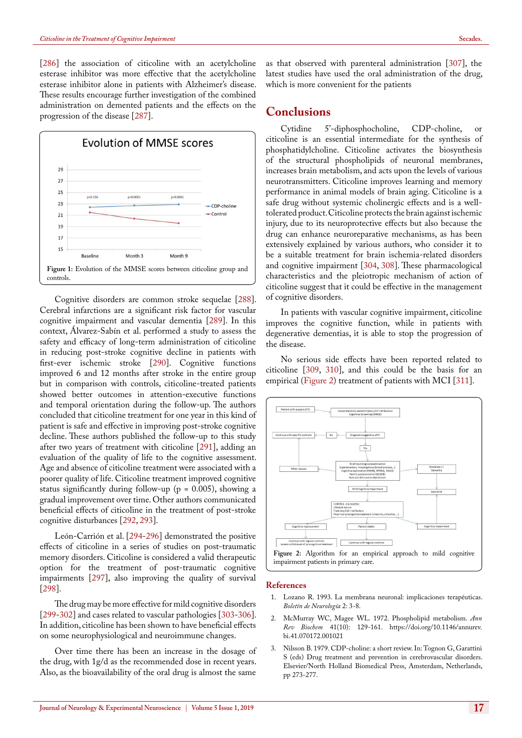[286] the association of citicoline with an acetylcholine esterase inhibitor was more effective that the acetylcholine esterase inhibitor alone in patients with Alzheimer's disease. These results encourage further investigation of the combined administration on demented patients and the effects on the progression of the disease [287].

Figure 1: Evolution of the MMSE scores between citicoline group and controls.

Cognitive disorders are common stroke sequelae [288]. Cerebral infarctions are a significant risk factor for vascular cognitive impairment and vascular dementia [289]. In this context, Álvarez-Sabín et al. performed a study to assess the safety and efficacy of long-term administration of citicoline in reducing post-stroke cognitive decline in patients with first-ever ischemic stroke [290]. Cognitive functions improved 6 and 12 months after stroke in the entire group but in comparison with controls, citicoline-treated patients showed better outcomes in attention-executive functions and temporal orientation during the follow-up. The authors concluded that citicoline treatment for one year in this kind of patient is safe and effective in improving post-stroke cognitive decline. These authors published the follow-up to this study after two years of treatment with citicoline [291], adding an evaluation of the quality of life to the cognitive assessment. Age and absence of citicoline treatment were associated with a poorer quality of life. Citicoline treatment improved cognitive status significantly during follow-up ($p = 0.005$), showing a gradual improvement over time. Other authors communicated beneficial effects of citicoline in the treatment of post-stroke cognitive disturbances [292, 293].

León-Carrión et al. [294-296] demonstrated the positive effects of citicoline in a series of studies on post-traumatic memory disorders. Citicoline is considered a valid therapeutic option for the treatment of post-traumatic cognitive impairments [297], also improving the quality of survival [298].

The drug may be more effective for mild cognitive disorders [299-302] and cases related to vascular pathologies [303-306]. In addition, citicoline has been shown to have beneficial effects on some neurophysiological and neuroimmune changes.

Over time there has been an increase in the dosage of the drug, with 1g/d as the recommended dose in recent years. Also, as the bioavailability of the oral drug is almost the same as that observed with parenteral administration [307], the latest studies have used the oral administration of the drug, which is more convenient for the patients

## Conclusions

Cytidine 5'-diphosphocholine, CDP-choline, or citicoline is an essential intermediate for the synthesis of phosphatidylcholine. Citicoline activates the biosynthesis of the structural phospholipids of neuronal membranes, increases brain metabolism, and acts upon the levels of various neurotransmitters. Citicoline improves learning and memory performance in animal models of brain aging. Citicoline is a safe drug without systemic cholinergic effects and is a well-tolerated product. Citicoline protects the brain against ischemic injury, due to its neuroprotective effects but also because the drug can enhance neuroreparative mechanisms, as has been extensively explained by various authors, who consider it to be a suitable treatment for brain ischemia-related disorders and cognitive impairment [304, 308]. These pharmacological characteristics and the pleiotropic mechanism of action of citicoline suggest that it could be effective in the management of cognitive disorders.

In patients with vascular cognitive impairment, citicoline improves the cognitive function, while in patients with degenerative dementias, it is able to stop the progression of the disease.

No serious side effects have been reported related to citicoline [309, 310], and this could be the basis for an empirical (Figure 2) treatment of patients with MCI [311].

Figure 2: Algorithm for an empirical approach to mild cognitive impairment patients in primary care.

## References

1. Lozano R. 1993. La membrana neuronal: implicaciones terapéuticas. *Boletín de Neurología* 2: 3-8.
2. McMurray WC, Magee WL. 1972. Phospholipid metabolism. *Ann Rev Biochem* 41(10): 129-161. https://doi.org/10.1146/annurev.bi.41.070172.001021
3. Nilsson B. 1979. CDP-choline: a short review. In: Tognon G, Garattini S (eds) Drug treatment and prevention in cerebrovascular disorders. Elsevier/North Holland Biomedical Press, Amsterdam, Netherlands, pp 273-277.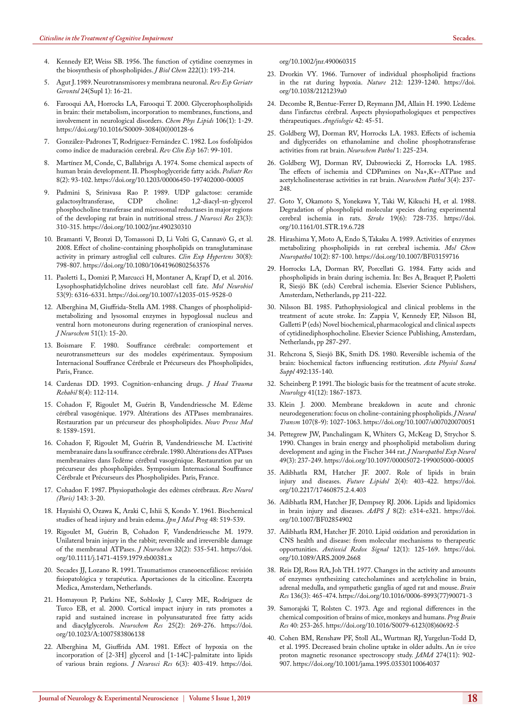4. Kennedy EP, Weiss SB. 1956. The function of cytidine coenzymes in the biosynthesis of phospholipides. *J Biol Chem* 222(1): 193-214.

5. Agut J. 1989. Neurotransmisores y membrana neuronal. *Rev Esp Geriatr Gerontol* 24(Supl 1): 16-21.

6. Farooqui AA, Horrocks LA, Farooqui T. 2000. Glycerophospholipids in brain: their metabolism, incorporation to membranes, functions, and involvement in neurological disorders. *Chem Phys Lipids* 106(1): 1-29. https://doi.org/10.1016/S0009-3084(00)00128-6

7. González-Padrones T, Rodríguez-Fernández C. 1982. Los fosfolípidos como índice de maduración cerebral. *Rev Clin Esp* 167: 99-101.

8. Martínez M, Conde, C, Ballabriga A. 1974. Some chemical aspects of human brain development. II. Phosphoglyceride fatty acids. *Pediatr Res* 8(2): 93-102. https://doi.org/10.1203/00006450-197402000-00005

9. Padmini S, Srinivasa Rao P. 1989. UDP galactose: ceramide galactosyltransferase, CDP choline: 1,2-diacyl-sn-glycerol phosphocholine transferase and microsomal reductases in major regions of the developing rat brain in nutritional stress. *J Neurosci Res* 23(3): 310-315. https://doi.org/10.1002/jnr.490230310

10. Bramanti V, Bronzi D, Tomassoni D, Li Volti G, Cannavò G, et al. 2008. Effect of choline-containing phospholipids on transglutaminase activity in primary astroglial cell cultures. *Clin Exp Hypertens* 30(8): 798-807. https://doi.org/10.1080/10641960802563576

11. Paoletti L, Domizi P, Marcucci H, Montaner A, Krapf D, et al. 2016. Lysophosphatidylcholine drives neuroblast cell fate. *Mol Neurobiol* 53(9): 6316-6331. https://doi.org/10.1007/s12035-015-9528-0

12. Alberghina M, Giuffrida-Stella AM. 1988. Changes of phospholipid-metabolizing and lysosomal enzymes in hypoglossal nucleus and ventral horn motoneurons during regeneration of craniospinal nerves. *J Neurochem* 51(1): 15-20.

13. Boismare F. 1980. Souffrance cérébrale: comportement et neurotransmetteurs sur des modeles expérimentaux. Symposium Internacional Souffrance Cérébrale et Précurseurs des Phospholipides, Paris, France.

14. Cardenas DD. 1993. Cognition-enhancing drugs. *J Head Trauma Rehabil* 8(4): 112-114.

15. Cohadon F, Rigoulet M, Guérin B, Vandendriessche M. Edème cérébral vasogénique. 1979. Altérations des ATPases membranaires. Restauration par un précurseur des phospholipides. *Nouv Presse Med* 8: 1589-1591.

16. Cohadon F, Rigoulet M, Guérin B, Vandendriessche M. L'activité membranaire dans la souffrance cérébrale. 1980. Altérations des ATPases membranaires dans l'edème cérébral vasogénique. Restauration par un précurseur des phospholipides. Symposium Internacional Souffrance Cérébrale et Précurseurs des Phospholipides. Paris, France.

17. Cohadon F. 1987. Physiopathologie des edèmes cérébraux. *Rev Neurol (Paris)* 143: 3-20.

18. Hayaishi O, Ozawa K, Araki C, Ishii S, Kondo Y. 1961. Biochemical studies of head injury and brain edema. *Jpn J Med Prog* 48: 519-539.

19. Rigoulet M, Guérin B, Cohadon F, Vandendriessche M. 1979. Unilateral brain injury in the rabbit; reversible and irreversible damage of the membranal ATPases. *J Neurochem* 32(2): 535-541. https://doi.org/10.1111/j.1471-4159.1979.tb00381.x

20. Secades JJ, Lozano R. 1991. Traumatismos craneoencefálicos: revisión fisiopatológica y terapéutica. Aportaciones de la citicoline. Excerpta Medica, Amsterdam, Netherlands.

21. Homayoun P, Parkins NE, Soblosky J, Carey ME, Rodríguez de Turco EB, et al. 2000. Cortical impact injury in rats promotes a rapid and sustained increase in polyunsaturated free fatty acids and diacylglycerols. *Neurochem Res* 25(2): 269-276. https://doi.org/10.1023/A:1007583806138

22. Alberghina M, Giuffrida AM. 1981. Effect of hypoxia on the incorporation of [2-3H] glycerol and [1-14C]-palmitate into lipids of various brain regions. *J Neurosci Res* 6(3): 403-419. https://doi.org/10.1002/jnr.490060315

23. Dvorkin VY. 1966. Turnover of individual phospholipid fractions in the rat during hypoxia. *Nature* 212: 1239-1240. https://doi.org/10.1038/2121239a0

24. Decombe R, Bentue-Ferrer D, Reymann JM, Allain H. 1990. L'edème dans l'infarctus cérébral. Aspects physiopathologiques et perspectives thérapeutiques. *Angéiologie* 42: 45-51.

25. Goldberg WJ, Dorman RV, Horrocks LA. 1983. Effects of ischemia and diglycerides on ethanolamine and choline phosphotransferase activities from rat brain. *Neurochem Pathol* 1: 225-234.

26. Goldberg WJ, Dorman RV, Dabrowiecki Z, Horrocks LA. 1985. The effects of ischemia and CDPamines on Na+,K+-ATPase and acetylcholinesterase activities in rat brain. *Neurochem Pathol* 3(4): 237-248.

27. Goto Y, Okamoto S, Yonekawa Y, Taki W, Kikuchi H, et al. 1988. Degradation of phospholipid molecular species during experimental cerebral ischemia in rats. *Stroke* 19(6): 728-735. https://doi.org/10.1161/01.STR.19.6.728

28. Hirashima Y, Moto A, Endo S, Takaku A. 1989. Activities of enzymes metabolizing phospholipids in rat cerebral ischemia. *Mol Chem Neuropathol* 10(2): 87-100. https://doi.org/10.1007/BF03159716

29. Horrocks LA, Dorman RV, Porcellati G. 1984. Fatty acids and phospholipids in brain during ischemia. In: Bes A, Braquet P, Paoletti R, Siesjö BK (eds) Cerebral ischemia. Elsevier Science Publishers, Amsterdam, Netherlands, pp 211-222.

30. Nilsson BI. 1985. Pathophysiological and clinical problems in the treatment of acute stroke. In: Zappia V, Kennedy EP, Nilsson BI, Galletti P (eds) Novel biochemical, pharmacological and clinical aspects of cytidinediphosphocholine. Elsevier Science Publishing, Amsterdam, Netherlands, pp 287-297.

31. Rehcrona S, Siesjö BK, Smith DS. 1980. Reversible ischemia of the brain: biochemical factors influencing restitution. *Acta Physiol Scand Suppl* 492:135-140.

32. Scheinberg P. 1991. The biologic basis for the treatment of acute stroke. *Neurology* 41(12): 1867-1873.

33. Klein J. 2000. Membrane breakdown in acute and chronic neurodegeneration: focus on choline-containing phospholipids. *J Neural Transm* 107(8-9): 1027-1063. https://doi.org/10.1007/s007020070051

34. Pettegrew JW, Panchalingam K, Whiters G, McKeag D, Strychor S. 1990. Changes in brain energy and phospholipid metabolism during development and aging in the Fischer 344 rat. *J Neuropathol Exp Neurol* 49(3): 237-249. https://doi.org/10.1097/00005072-199005000-00005

35. Adibhatla RM, Hatcher JF. 2007. Role of lipids in brain injury and diseases. *Future Lipidol* 2(4): 403-422. https://doi.org/10.2217/17460875.2.4.403

36. Adibhatla RM, Hatcher JF, Dempsey RJ. 2006. Lipids and lipidomics in brain injury and diseases. *AAPS J* 8(2): e314-e321. https://doi.org/10.1007/BF02854902

37. Adibhatla RM, Hatcher JF. 2010. Lipid oxidation and peroxidation in CNS health and disease: from molecular mechanisms to therapeutic opportunities. *Antioxid Redox Signal* 12(1): 125-169. https://doi.org/10.1089/ARS.2009.2668

38. Reis DJ, Ross RA, Joh TH. 1977. Changes in the activity and amounts of enzymes synthesizing catecholamines and acetylcholine in brain, adrenal medulla, and sympathetic ganglia of aged rat and mouse. *Brain Res* 136(3): 465-474. https://doi.org/10.1016/0006-8993(77)90071-3

39. Samorajski T, Rolsten C. 1973. Age and regional differences in the chemical composition of brains of mice, monkeys and humans. *Prog Brain Res* 40: 253-265. https://doi.org/10.1016/S0079-6123(08)60692-5

40. Cohen BM, Renshaw PF, Stoll AL, Wurtman RJ, Yurgelun-Todd D, et al. 1995. Decreased brain choline uptake in older adults. An *in vivo* proton magnetic resonance spectroscopy study. *JAMA* 274(11): 902-907. https://doi.org/10.1001/jama.1995.03530110064037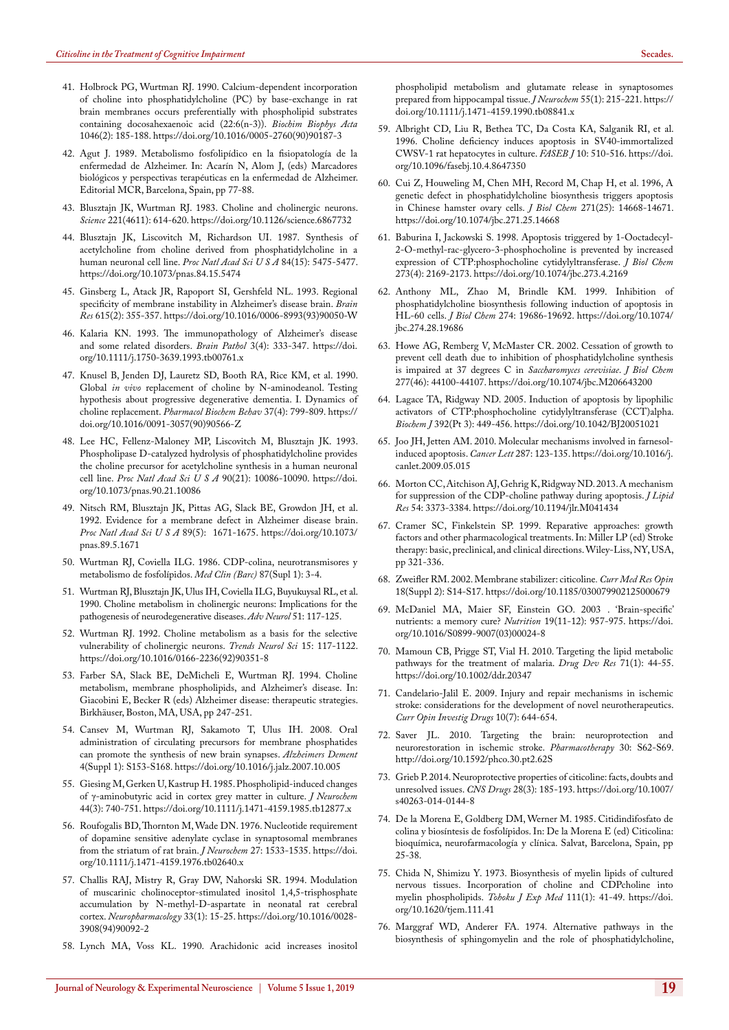41. Holbrock PG, Wurtman RJ. 1990. Calcium-dependent incorporation of choline into phosphatidylcholine (PC) by base-exchange in rat brain membranes occurs preferentially with phospholipid substrates containing docosahexaenoic acid (22:6(n-3)). *Biochim Biophys Acta* 1046(2): 185-188. https://doi.org/10.1016/0005-2760(90)90187-3

42. Agut J. 1989. Metabolismo fosfolipídico en la fisiopatología de la enfermedad de Alzheimer. In: Acarín N, Alom J, (eds) Marcadores biológicos y perspectivas terapéuticas en la enfermedad de Alzheimer. Editorial MCR, Barcelona, Spain, pp 77-88.

43. Blusztajn JK, Wurtman RJ. 1983. Choline and cholinergic neurons. *Science* 221(4611): 614-620. https://doi.org/10.1126/science.6867732

44. Blusztajn JK, Liscovitch M, Richardson UI. 1987. Synthesis of acetylcholine from choline derived from phosphatidylcholine in a human neuronal cell line. *Proc Natl Acad Sci U S A* 84(15): 5475-5477. https://doi.org/10.1073/pnas.84.15.5474

45. Ginsberg L, Atack JR, Rapoport SI, Gershfeld NL. 1993. Regional specificity of membrane instability in Alzheimer's disease brain. *Brain Res* 615(2): 355-357. https://doi.org/10.1016/0006-8993(93)90050-W

46. Kalaria KN. 1993. The immunopathology of Alzheimer's disease and some related disorders. *Brain Pathol* 3(4): 333-347. https://doi.org/10.1111/j.1750-3639.1993.tb00761.x

47. Knusel B, Jenden DJ, Lauretz SD, Booth RA, Rice KM, et al. 1990. Global *in vivo* replacement of choline by N-aminodeanol. Testing hypothesis about progressive degenerative dementia. I. Dynamics of choline replacement. *Pharmacol Biochem Behav* 37(4): 799-809. https://doi.org/10.1016/0091-3057(90)90566-Z

48. Lee HC, Fellenz-Maloney MP, Liscovitch M, Blusztajn JK. 1993. Phospholipase D-catalyzed hydrolysis of phosphatidylcholine provides the choline precursor for acetylcholine synthesis in a human neuronal cell line. *Proc Natl Acad Sci U S A* 90(21): 10086-10090. https://doi.org/10.1073/pnas.90.21.10086

49. Nitsch RM, Blusztajn JK, Pittas AG, Slack BE, Growdon JH, et al. 1992. Evidence for a membrane defect in Alzheimer disease brain. *Proc Natl Acad Sci U S A* 89(5): 1671-1675. https://doi.org/10.1073/pnas.89.5.1671

50. Wurtman RJ, Coviella ILG. 1986. CDP-colina, neurotransmisores y metabolismo de fosfolípidos. *Med Clin (Barc)* 87(Supl 1): 3-4.

51. Wurtman RJ, Blusztajn JK, Ulus IH, Coviella ILG, Buyukuysal RL, et al. 1990. Choline metabolism in cholinergic neurons: Implications for the pathogenesis of neurodegenerative diseases. *Adv Neurol* 51: 117-125.

52. Wurtman RJ. 1992. Choline metabolism as a basis for the selective vulnerability of cholinergic neurons. *Trends Neurol Sci* 15: 117-1122. https://doi.org/10.1016/0166-2236(92)90351-8

53. Farber SA, Slack BE, DeMicheli E, Wurtman RJ. 1994. Choline metabolism, membrane phospholipids, and Alzheimer's disease. In: Giacobini E, Becker R (eds) Alzheimer disease: therapeutic strategies. Birkhäuser, Boston, MA, USA, pp 247-251.

54. Cansev M, Wurtman RJ, Sakamoto T, Ulus IH. 2008. Oral administration of circulating precursors for membrane phosphatides can promote the synthesis of new brain synapses. *Alzheimers Dement* 4(Suppl 1): S153-S168. https://doi.org/10.1016/j.jalz.2007.10.005

55. Giesing M, Gerken U, Kastrup H. 1985. Phospholipid-induced changes of γ-aminobutyric acid in cortex grey matter in culture. *J Neurochem* 44(3): 740-751. https://doi.org/10.1111/j.1471-4159.1985.tb12877.x

56. Roufogalis BD, Thornton M, Wade DN. 1976. Nucleotide requirement of dopamine sensitive adenylate cyclase in synaptosomal membranes from the striatum of rat brain. *J Neurochem* 27: 1533-1535. https://doi.org/10.1111/j.1471-4159.1976.tb02640.x

57. Challis RAJ, Mistry R, Gray DW, Nahorski SR. 1994. Modulation of muscarinic cholinoceptor-stimulated inositol 1,4,5-trisphosphate accumulation by N-methyl-D-aspartate in neonatal rat cerebral cortex. *Neuropharmacology* 33(1): 15-25. https://doi.org/10.1016/0028-3908(94)90092-2

58. Lynch MA, Voss KL. 1990. Arachidonic acid increases inositol phospholipid metabolism and glutamate release in synaptosomes prepared from hippocampal tissue. *J Neurochem* 55(1): 215-221. https://doi.org/10.1111/j.1471-4159.1990.tb08841.x

59. Albright CD, Liu R, Bethea TC, Da Costa KA, Salganik RI, et al. 1996. Choline deficiency induces apoptosis in SV40-immortalized CWSV-1 rat hepatocytes in culture. *FASEB J* 10: 510-516. https://doi.org/10.1096/fasebj.10.4.8647350

60. Cui Z, Houweling M, Chen MH, Record M, Chap H, et al. 1996, A genetic defect in phosphatidylcholine biosynthesis triggers apoptosis in Chinese hamster ovary cells. *J Biol Chem* 271(25): 14668-14671. https://doi.org/10.1074/jbc.271.25.14668

61. Baburina I, Jackowski S. 1998. Apoptosis triggered by 1-Ooctadecyl-2-O-methyl-rac-glycero-3-phosphocholine is prevented by increased expression of CTP:phosphocholine cytidylyltransferase. *J Biol Chem* 273(4): 2169-2173. https://doi.org/10.1074/jbc.273.4.2169

62. Anthony ML, Zhao M, Brindle KM. 1999. Inhibition of phosphatidylcholine biosynthesis following induction of apoptosis in HL-60 cells. *J Biol Chem* 274: 19686-19692. https://doi.org/10.1074/jbc.274.28.19686

63. Howe AG, Remberg V, McMaster CR. 2002. Cessation of growth to prevent cell death due to inhibition of phosphatidylcholine synthesis is impaired at 37 degrees C in *Saccharomyces cerevisiae*. *J Biol Chem* 277(46): 44100-44107. https://doi.org/10.1074/jbc.M206643200

64. Lagace TA, Ridgway ND. 2005. Induction of apoptosis by lipophilic activators of CTP:phosphocholine cytidylyltransferase (CCT)alpha. *Biochem J* 392(Pt 3): 449-456. https://doi.org/10.1042/BJ20051021

65. Joo JH, Jetten AM. 2010. Molecular mechanisms involved in farnesol-induced apoptosis. *Cancer Lett* 287: 123-135. https://doi.org/10.1016/j.canlet.2009.05.015

66. Morton CC, Aitchison AJ, Gehrig K, Ridgway ND. 2013. A mechanism for suppression of the CDP-choline pathway during apoptosis. *J Lipid Res* 54: 3373-3384. https://doi.org/10.1194/jlr.M041434

67. Cramer SC, Finkelstein SP. 1999. Reparative approaches: growth factors and other pharmacological treatments. In: Miller LP (ed) Stroke therapy: basic, preclinical, and clinical directions. Wiley-Liss, NY, USA, pp 321-336.

68. Zweifler RM. 2002. Membrane stabilizer: citicoline. *Curr Med Res Opin* 18(Suppl 2): S14-S17. https://doi.org/10.1185/030079902125000679

69. McDaniel MA, Maier SF, Einstein GO. 2003 . 'Brain-specific' nutrients: a memory cure? *Nutrition* 19(11-12): 957-975. https://doi.org/10.1016/S0899-9007(03)00024-8

70. Mamoun CB, Prigge ST, Vial H. 2010. Targeting the lipid metabolic pathways for the treatment of malaria. *Drug Dev Res* 71(1): 44-55. https://doi.org/10.1002/ddr.20347

71. Candelario-Jalil E. 2009. Injury and repair mechanisms in ischemic stroke: considerations for the development of novel neurotherapeutics. *Curr Opin Investig Drugs* 10(7): 644-654.

72. Saver JL. 2010. Targeting the brain: neuroprotection and neurorestoration in ischemic stroke. *Pharmacotherapy* 30: S62-S69. http://doi.org/10.1592/phco.30.pt2.62S

73. Grieb P. 2014. Neuroprotective properties of citicoline: facts, doubts and unresolved issues. *CNS Drugs* 28(3): 185-193. https://doi.org/10.1007/s40263-014-0144-8

74. De la Morena E, Goldberg DM, Werner M. 1985. Citidindifosfato de colina y biosíntesis de fosfolípidos. In: De la Morena E (ed) Citicolina: bioquímica, neurofarmacología y clínica. Salvat, Barcelona, Spain, pp 25-38.

75. Chida N, Shimizu Y. 1973. Biosynthesis of myelin lipids of cultured nervous tissues. Incorporation of choline and CDPcholine into myelin phospholipids. *Tohoku J Exp Med* 111(1): 41-49. https://doi.org/10.1620/tjem.111.41

76. Marggraf WD, Anderer FA. 1974. Alternative pathways in the biosynthesis of sphingomyelin and the role of phosphatidylcholine,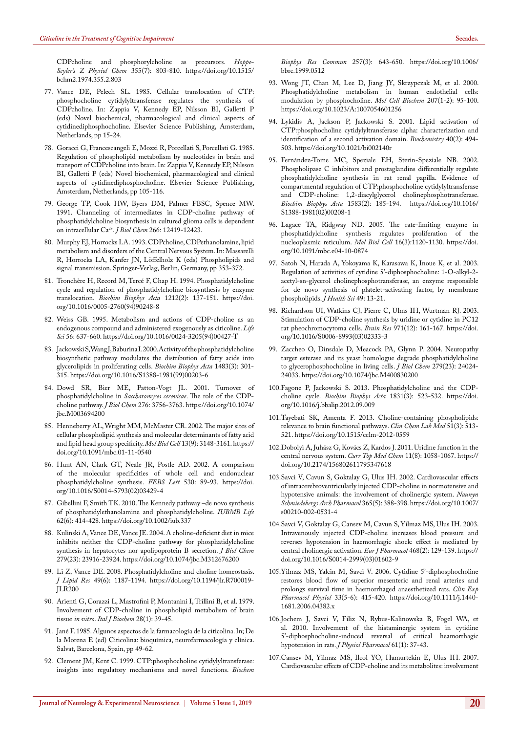CDPcholine and phosphorylcholine as precursors. *Hoppe-Seyler's Z Physiol Chem* 355(7): 803-810. https://doi.org/10.1515/bchm2.1974.355.2.803

77. Vance DE, Pelech SL. 1985. Cellular translocation of CTP: phosphocholine cytidylyltransferase regulates the synthesis of CDPcholine. In: Zappia V, Kennedy EP, Nilsson BI, Galletti P (eds) Novel biochemical, pharmacological and clinical aspects of cytidinediphosphocholine. Elsevier Science Publishing, Amsterdam, Netherlands, pp 15-24.

78. Goracci G, Francescangeli E, Mozzi R, Porcellati S, Porcellati G. 1985. Regulation of phospholipid metabolism by nucleotides in brain and transport of CDPcholine into brain. In: Zappia V, Kennedy EP, Nilsson BI, Galletti P (eds) Novel biochemical, pharmacological and clinical aspects of cytidinediphosphocholine. Elsevier Science Publishing, Amsterdam, Netherlands, pp 105-116.

79. George TP, Cook HW, Byers DM, Palmer FBSC, Spence MW. 1991. Channeling of intermediates in CDP-choline pathway of phosphatidylcholine biosynthesis in cultured glioma cells is dependent on intracellular $Ca^{2+}$. *J Biol Chem* 266: 12419-12423.

80. Murphy EJ, Horrocks LA. 1993. CDPcholine, CDPethanolamine, lipid metabolism and disorders of the Central Nervous System. In: Massarelli R, Horrocks LA, Kanfer JN, Löffelholz K (eds) Phospholipids and signal transmission. Springer-Verlag, Berlin, Germany, pp 353-372.

81. Tronchère H, Record M, Tercé F, Chap H. 1994. Phosphatidylcholine cycle and regulation of phosphatidylcholine biosynthesis by enzyme translocation. *Biochim Biophys Acta* 1212(2): 137-151. https://doi.org/10.1016/0005-2760(94)90248-8

82. Weiss GB. 1995. Metabolism and actions of CDP-choline as an endogenous compound and administered exogenously as citicoline. *Life Sci* 56: 637-660. https://doi.org/10.1016/0024-3205(94)00427-T

83. Jackowski S, Wang J, Baburina I. 2000. Activity of the phosphatidylcholine biosynthetic pathway modulates the distribution of fatty acids into glycerolipids in proliferating cells. *Biochim Biophys Acta* 1483(3): 301-315. https://doi.org/10.1016/S1388-1981(99)00203-6

84. Dowd SR, Bier ME, Patton-Vogt JL. 2001. Turnover of phosphatidylcholine in *Saccharomyces cerevisae*. The role of the CDP-choline pathway. *J Biol Chem* 276: 3756-3763. https://doi.org/10.1074/jbc.M003694200

85. Henneberry AL, Wright MM, McMaster CR. 2002. The major sites of cellular phospholipid synthesis and molecular determinants of fatty acid and lipid head group specificity. *Mol Biol Cell* 13(9): 3148-3161. https://doi.org/10.1091/mbc.01-11-0540

86. Hunt AN, Clark GT, Neale JR, Postle AD. 2002. A comparison of the molecular specificities of whole cell and endonuclear phosphatidylcholine synthesis. *FEBS Lett* 530: 89-93. https://doi.org/10.1016/S0014-5793(02)03429-4

87. Gibellini F, Smith TK. 2010. The Kennedy pathway –de novo synthesis of phosphatidylethanolamine and phosphatidylcholine. *IUBMB Life* 62(6): 414-428. https://doi.org/10.1002/iub.337

88. Kulinski A, Vance DE, Vance JE. 2004. A choline-deficient diet in mice inhibits neither the CDP-choline pathway for phosphatidylcholine synthesis in hepatocytes nor apolipoprotein B secretion. *J Biol Chem* 279(23): 23916-23924. https://doi.org/10.1074/jbc.M312676200

89. Li Z, Vance DE. 2008. Phosphatidylcholine and choline homeostasis. *J Lipid Res* 49(6): 1187-1194. https://doi.org/10.1194/jlr.R700019-JLR200

90. Arienti G, Corazzi L, Mastrofini P, Montanini I, Trillini B, et al. 1979. Involvement of CDP-choline in phospholipid metabolism of brain tissue *in vitro*. *Ital J Biochem* 28(1): 39-45.

91. Jané F. 1985. Algunos aspectos de la farmacología de la citicolina. In; De la Morena E (ed) Citicolina: bioquímica, neurofarmacología y clínica. Salvat, Barcelona, Spain, pp 49-62.

92. Clement JM, Kent C. 1999. CTP:phosphocholine cytidylyltransferase: insights into regulatory mechanisms and novel functions. *Biochem Biophys Res Commun* 257(3): 643-650. https://doi.org/10.1006/bbrc.1999.0512

93. Wong JT, Chan M, Lee D, Jiang JY, Skrzypczak M, et al. 2000. Phosphatidylcholine metabolism in human endothelial cells: modulation by phosphocholine. *Mol Cell Biochem* 207(1-2): 95-100. https://doi.org/10.1023/A:1007054601256

94. Lykidis A, Jackson P, Jackowski S. 2001. Lipid activation of CTP:phosphocholine cytidylyltransferase alpha: characterization and identification of a second activation domain. *Biochemistry* 40(2): 494-503. https://doi.org/10.1021/bi002140r

95. Fernández-Tome MC, Speziale EH, Sterin-Speziale NB. 2002. Phospholipase C inhibitors and prostaglandins differentially regulate phosphatidylcholine synthesis in rat renal papilla. Evidence of compartmental regulation of CTP:phosphocholine cytidylyltransferase and CDP-choline: 1,2-diacylglycerol cholinephosphotransferase. *Biochim Biophys Acta* 1583(2): 185-194. https://doi.org/10.1016/S1388-1981(02)00208-1

96. Lagace TA, Ridgway ND. 2005. The rate-limiting enzyme in phosphatidylcholine synthesis regulates proliferation of the nucleoplasmic reticulum. *Mol Biol Cell* 16(3):1120-1130. https://doi.org/10.1091/mbc.e04-10-0874

97. Satoh N, Harada A, Yokoyama K, Karasawa K, Inoue K, et al. 2003. Regulation of activities of cytidine 5'-diphosphocholine: 1-O-alkyl-2-acetyl-sn-glycerol cholinephosphotransferase, an enzyme responsible for de novo synthesis of platelet-activating factor, by membrane phospholipids. *J Health Sci* 49: 13-21.

98. Richardson UI, Watkins CJ, Pierre C, Ulms IH, Wurtman RJ. 2003. Stimulation of CDP-choline synthesis by uridine or cytidine in PC12 rat pheochromocytoma cells. *Brain Res* 971(12): 161-167. https://doi.org/10.1016/S0006-8993(03)02333-3

99. Zaccheo O, Dinsdale D, Meacock PA, Glynn P. 2004. Neuropathy target esterase and its yeast homologue degrade phosphatidylcholine to glycerophosphocholine in living cells. *J Biol Chem* 279(23): 24024-24033. https://doi.org/10.1074/jbc.M400830200

100. Fagone P, Jackowski S. 2013. Phosphatidylcholine and the CDP-choline cycle. *Biochim Biophys Acta* 1831(3): 523-532. https://doi.org/10.1016/j.bbalip.2012.09.009

101. Tayebati SK, Amenta F. 2013. Choline-containing phospholipids: relevance to brain functional pathways. *Clin Chem Lab Med* 51(3): 513-521. https://doi.org/10.1515/cclm-2012-0559

102. Dobolyi A, Juhász G, Kovács Z, Kardos J. 2011. Uridine function in the central nervous system. *Curr Top Med Chem* 11(8): 1058-1067. https://doi.org/10.2174/156802611795347618

103. Savci V, Cavun S, Goktalay G, Ulus IH. 2002. Cardiovascular effects of intracerebroventricularly injected CDP-choline in normotensive and hypotensive animals: the involvement of cholinergic system. *Naunyn Schmiedebergs Arch Pharmacol* 365(5): 388-398. https://doi.org/10.1007/s00210-002-0531-4

104. Savci V, Goktalay G, Cansev M, Cavun S, Yilmaz MS, Ulus IH. 2003. Intravenously injected CDP-choline increases blood pressure and reverses hypotension in haemorrhagic shock: effect is mediated by central cholinergic activation. *Eur J Pharmacol* 468(2): 129-139. https://doi.org/10.1016/S0014-2999(03)01602-9

105. Yilmaz MS, Yalcin M, Savci V. 2006. Cytidine 5'-diphosphocholine restores blood flow of superior mesenteric and renal arteries and prolongs survival time in haemorrhaged anaesthetized rats. *Clin Exp Pharmacol Physiol* 33(5-6): 415-420. https://doi.org/10.1111/j.1440-1681.2006.04382.x

106. Jochem J, Savci V, Filiz N, Rybus-Kalinowska B, Fogel WA, et al. 2010. Involvement of the histaminergic system in cytidine 5'-diphosphocholine-induced reversal of critical heamorrhagic hypotension in rats. *J Physiol Pharmacol* 61(1): 37-43.

107. Cansev M, Yilmaz MS, Ilcol YO, Hamurtekin E, Ulus IH. 2007. Cardiovascular effects of CDP-choline and its metabolites: involvement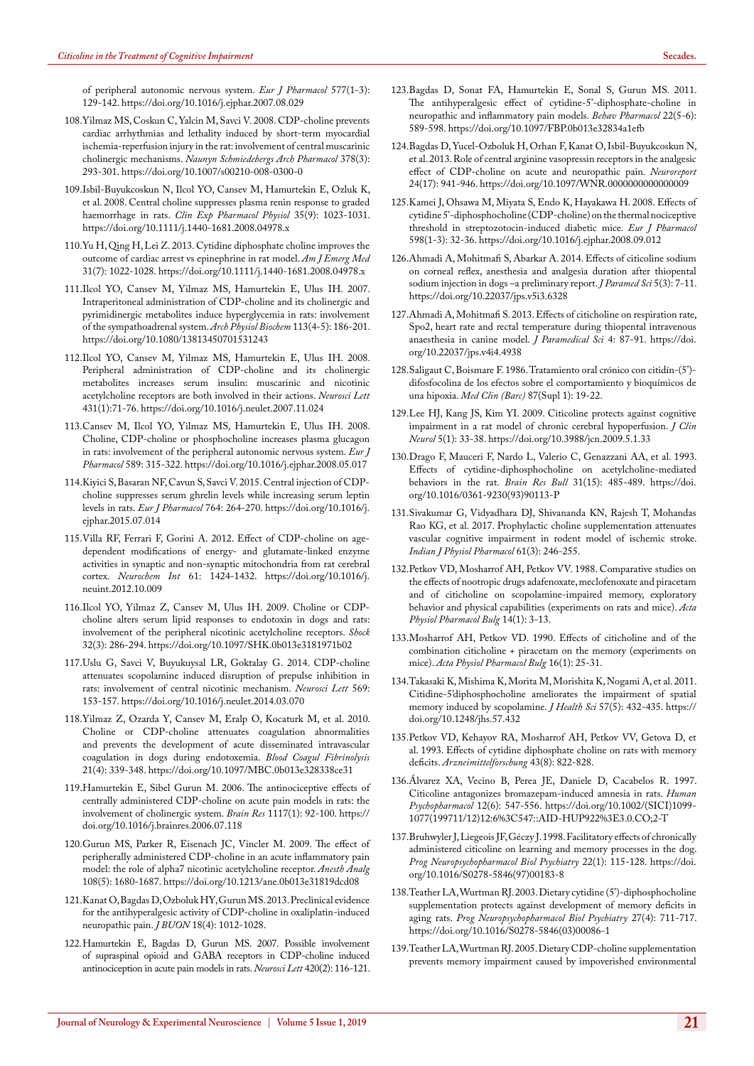of peripheral autonomic nervous system. *Eur J Pharmacol* 577(1-3): 129-142. https://doi.org/10.1016/j.ejphar.2007.08.029

108. Yilmaz MS, Coskun C, Yalcin M, Savci V. 2008. CDP-choline prevents cardiac arrhythmias and lethality induced by short-term myocardial ischemia-reperfusion injury in the rat: involvement of central muscarinic cholinergic mechanisms. *Naunyn Schmiedebergs Arch Pharmacol* 378(3): 293-301. https://doi.org/10.1007/s00210-008-0300-0

109. Isbil-Buyukcoskun N, Ilcol YO, Cansev M, Hamurtekin E, Ozluk K, et al. 2008. Central choline suppresses plasma renin response to graded haemorrhage in rats. *Clin Exp Pharmacol Physiol* 35(9): 1023-1031. https://doi.org/10.1111/j.1440-1681.2008.04978.x

110. Yu H, Qing H, Lei Z. 2013. Cytidine diphosphate choline improves the outcome of cardiac arrest vs epinephrine in rat model. *Am J Emerg Med* 31(7): 1022-1028. https://doi.org/10.1111/j.1440-1681.2008.04978.x

111. Ilcol YO, Cansev M, Yilmaz MS, Hamurtekin E, Ulus IH. 2007. Intraperitoneal administration of CDP-choline and its cholinergic and pyrimidinergic metabolites induce hyperglycemia in rats: involvement of the sympathoadrenal system. *Arch Physiol Biochem* 113(4-5): 186-201. https://doi.org/10.1080/13813450701531243

112. Ilcol YO, Cansev M, Yilmaz MS, Hamurtekin E, Ulus IH. 2008. Peripheral administration of CDP-choline and its cholinergic metabolites increases serum insulin: muscarinic and nicotinic acetylcholine receptors are both involved in their actions. *Neurosci Lett* 431(1):71-76. https://doi.org/10.1016/j.neulet.2007.11.024

113. Cansev M, Ilcol YO, Yilmaz MS, Hamurtekin E, Ulus IH. 2008. Choline, CDP-choline or phosphocholine increases plasma glucagon in rats: involvement of the peripheral autonomic nervous system. *Eur J Pharmacol* 589: 315-322. https://doi.org/10.1016/j.ejphar.2008.05.017

114. Kiyici S, Basaran NF, Cavun S, Savci V. 2015. Central injection of CDP-choline suppresses serum ghrelin levels while increasing serum leptin levels in rats. *Eur J Pharmacol* 764: 264-270. https://doi.org/10.1016/j.ejphar.2015.07.014

115. Villa RF, Ferrari F, Gorini A. 2012. Effect of CDP-choline on age-dependent modifications of energy- and glutamate-linked enzyme activities in synaptic and non-synaptic mitochondria from rat cerebral cortex. *Neurochem Int* 61: 1424-1432. https://doi.org/10.1016/j.neuint.2012.10.009

116. Ilcol YO, Yilmaz Z, Cansev M, Ulus IH. 2009. Choline or CDP-choline alters serum lipid responses to endotoxin in dogs and rats: involvement of the peripheral nicotinic acetylcholine receptors. *Shock* 32(3): 286-294. https://doi.org/10.1097/SHK.0b013e3181971b02

117. Uslu G, Savci V, Buyukuysal LR, Goktalay G. 2014. CDP-choline attenuates scopolamine induced disruption of prepulse inhibition in rats: involvement of central nicotinic mechanism. *Neurosci Lett* 569: 153-157. https://doi.org/10.1016/j.neulet.2014.03.070

118. Yilmaz Z, Ozarda Y, Cansev M, Eralp O, Kocaturk M, et al. 2010. Choline or CDP-choline attenuates coagulation abnormalities and prevents the development of acute disseminated intravascular coagulation in dogs during endotoxemia. *Blood Coagul Fibrinolysis* 21(4): 339-348. https://doi.org/10.1097/MBC.0b013e328338ce31

119. Hamurtekin E, Sibel Gurun M. 2006. The antinociceptive effects of centrally administered CDP-choline on acute pain models in rats: the involvement of cholinergic system. *Brain Res* 1117(1): 92-100. https://doi.org/10.1016/j.brainres.2006.07.118

120. Gurun MS, Parker R, Eisenach JC, Vincler M. 2009. The effect of peripherally administered CDP-choline in an acute inflammatory pain model: the role of alpha7 nicotinic acetylcholine receptor. *Anesth Analg* 108(5): 1680-1687. https://doi.org/10.1213/ane.0b013e31819dcd08

121. Kanat O, Bagdas D, Ozboluk HY, Gurun MS. 2013. Preclinical evidence for the antihyperalgesic activity of CDP-choline in oxaliplatin-induced neuropathic pain. *J BUON* 18(4): 1012-1028.

122. Hamurtekin E, Bagdas D, Gurun MS. 2007. Possible involvement of supraspinal opioid and GABA receptors in CDP-choline induced antinociception in acute pain models in rats. *Neurosci Lett* 420(2): 116-121.

123. Bagdas D, Sonat FA, Hamurtekin E, Sonal S, Gurun MS. 2011. The antihyperalgesic effect of cytidine-5'-diphosphate-choline in neuropathic and inflammatory pain models. *Behav Pharmacol* 22(5-6): 589-598. https://doi.org/10.1097/FBP.0b013e32834a1efb

124. Bagdas D, Yucel-Ozboluk H, Orhan F, Kanat O, Isbil-Buyukcoskun N, et al. 2013. Role of central arginine vasopressin receptors in the analgesic effect of CDP-choline on acute and neuropathic pain. *Neuroreport* 24(17): 941-946. https://doi.org/10.1097/WNR.0000000000000009

125. Kamei J, Ohsawa M, Miyata S, Endo K, Hayakawa H. 2008. Effects of cytidine 5'-diphosphocholine (CDP-choline) on the thermal nociceptive threshold in streptozotocin-induced diabetic mice. *Eur J Pharmacol* 598(1-3): 32-36. https://doi.org/10.1016/j.ejphar.2008.09.012

126. Ahmadi A, Mohitmafi S, Abarkar A. 2014. Effects of citicoline sodium on corneal reflex, anesthesia and analgesia duration after thiopental sodium injection in dogs –a preliminary report. *J Paramed Sci* 5(3): 7-11. https://doi.org/10.22037/jps.v5i3.6328

127. Ahmadi A, Mohitmafi S. 2013. Effects of citicholine on respiration rate, Spo2, heart rate and rectal temperature during thiopental intravenous anaesthesia in canine model. *J Paramedical Sci* 4: 87-91. https://doi.org/10.22037/jps.v4i4.4938

128. Saligaut C, Boismare F. 1986. Tratamiento oral crónico con citidín-(5')-difosfocolina de los efectos sobre el comportamiento y bioquímicos de una hipoxia. *Med Clin (Barc)* 87(Supl 1): 19-22.

129. Lee HJ, Kang JS, Kim YI. 2009. Citicoline protects against cognitive impairment in a rat model of chronic cerebral hypoperfusion. *J Clin Neurol* 5(1): 33-38. https://doi.org/10.3988/jcn.2009.5.1.33

130. Drago F, Mauceri F, Nardo L, Valerio C, Genazzani AA, et al. 1993. Effects of cytidine-diphosphocholine on acetylcholine-mediated behaviors in the rat. *Brain Res Bull* 31(15): 485-489. https://doi.org/10.1016/0361-9230(93)90113-P

131. Sivakumar G, Vidyadhara DJ, Shivananda KN, Rajesh T, Mohandas Rao KG, et al. 2017. Prophylactic choline supplementation attenuates vascular cognitive impairment in rodent model of ischemic stroke. *Indian J Physiol Pharmacol* 61(3): 246-255.

132. Petkov VD, Mosharrof AH, Petkov VV. 1988. Comparative studies on the effects of nootropic drugs adafenoxate, meclofenoxate and piracetam and of citicholine on scopolamine-impaired memory, exploratory behavior and physical capabilities (experiments on rats and mice). *Acta Physiol Pharmacol Bulg* 14(1): 3-13.

133. Mosharrof AH, Petkov VD. 1990. Effects of citicholine and of the combination citicholine + piracetam on the memory (experiments on mice). *Acta Physiol Pharmacol Bulg* 16(1): 25-31.

134. Takasaki K, Mishima K, Morita M, Morishita K, Nogami A, et al. 2011. Citidine-5'diphosphocholine ameliorates the impairment of spatial memory induced by scopolamine. *J Health Sci* 57(5): 432-435. https://doi.org/10.1248/jhs.57.432

135. Petkov VD, Kehayov RA, Mosharrof AH, Petkov VV, Getova D, et al. 1993. Effects of cytidine diphosphate choline on rats with memory deficits. *Arzneimittelforschung* 43(8): 822-828.

136. Álvarez XA, Vecino B, Perea JE, Daniele D, Cacabelos R. 1997. Citicoline antagonizes bromazepam-induced amnesia in rats. *Human Psychopharmacol* 12(6): 547-556. https://doi.org/10.1002/(SICI)1099-1077(199711/12)12:6%3C547::AID-HUP922%3E3.0.CO;2-T

137. Bruhwyler J, Liegeois JF, Géczy J. 1998. Facilitatory effects of chronically administered citicoline on learning and memory processes in the dog. *Prog Neuropsychopharmacol Biol Psychiatry* 22(1): 115-128. https://doi.org/10.1016/S0278-5846(97)00183-8

138. Teather LA, Wurtman RJ. 2003. Dietary cytidine (5')-diphosphocholine supplementation protects against development of memory deficits in aging rats. *Prog Neuropsychopharmacol Biol Psychiatry* 27(4): 711-717. https://doi.org/10.1016/S0278-5846(03)00086-1

139. Teather LA, Wurtman RJ. 2005. Dietary CDP-choline supplementation prevents memory impairment caused by impoverished environmental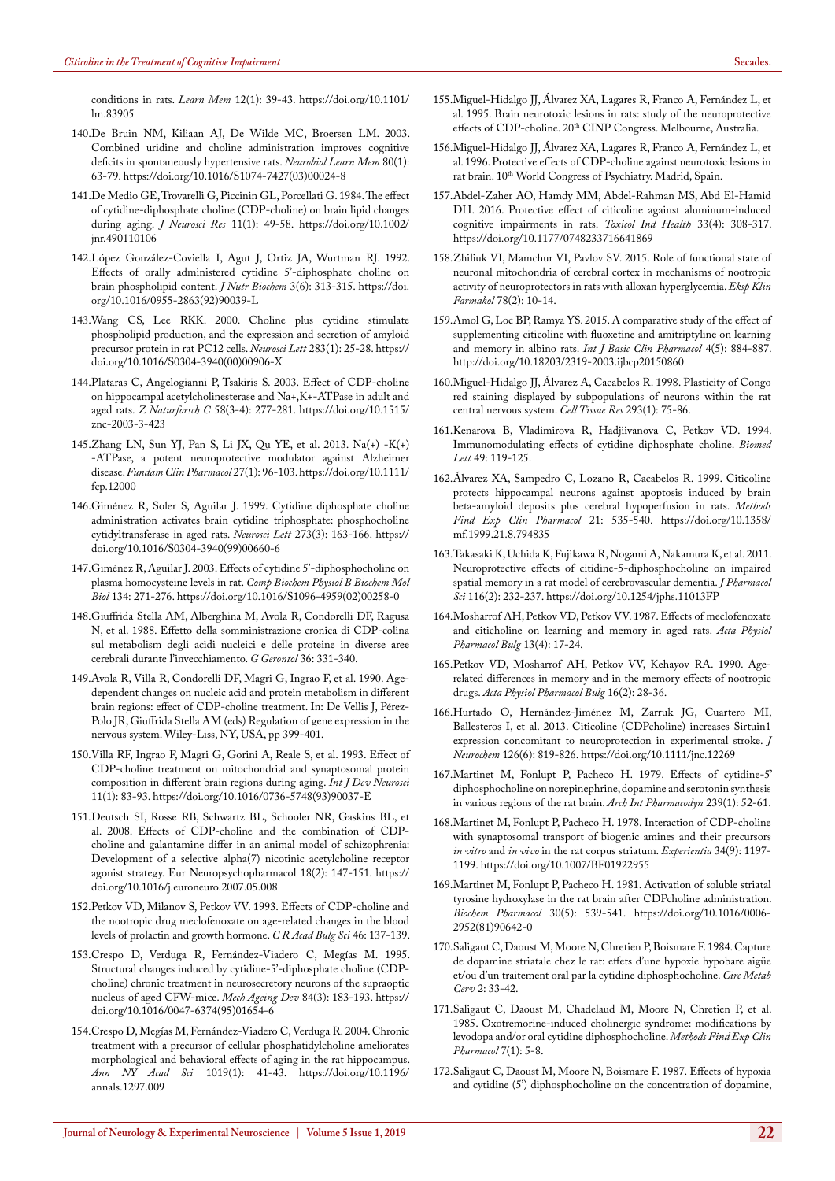conditions in rats. *Learn Mem* 12(1): 39-43. https://doi.org/10.1101/lm.83905

140. De Bruin NM, Kiliaan AJ, De Wilde MC, Broersen LM. 2003. Combined uridine and choline administration improves cognitive deficits in spontaneously hypertensive rats. *Neurobiol Learn Mem* 80(1): 63-79. https://doi.org/10.1016/S1074-7427(03)00024-8

141. De Medio GE, Trovarelli G, Piccinin GL, Porcellati G. 1984. The effect of cytidine-diphosphate choline (CDP-choline) on brain lipid changes during aging. *J Neurosci Res* 11(1): 49-58. https://doi.org/10.1002/jnr.490110106

142. López González-Coviella I, Agut J, Ortiz JA, Wurtman RJ. 1992. Effects of orally administered cytidine 5'-diphosphate choline on brain phospholipid content. *J Nutr Biochem* 3(6): 313-315. https://doi.org/10.1016/0955-2863(92)90039-L

143. Wang CS, Lee RKK. 2000. Choline plus cytidine stimulate phospholipid production, and the expression and secretion of amyloid precursor protein in rat PC12 cells. *Neurosci Lett* 283(1): 25-28. https://doi.org/10.1016/S0304-3940(00)00906-X

144. Plataras C, Angelogianni P, Tsakiris S. 2003. Effect of CDP-choline on hippocampal acetylcholinesterase and Na+,K+-ATPase in adult and aged rats. *Z Naturforsch C* 58(3-4): 277-281. https://doi.org/10.1515/znc-2003-3-423

145. Zhang LN, Sun YJ, Pan S, Li JX, Qu YE, et al. 2013. Na(+) -K(+) -ATPase, a potent neuroprotective modulator against Alzheimer disease. *Fundam Clin Pharmacol* 27(1): 96-103. https://doi.org/10.1111/fcp.12000

146. Giménez R, Soler S, Aguilar J. 1999. Cytidine diphosphate choline administration activates brain cytidine triphosphate: phosphocholine cytidyltransferase in aged rats. *Neurosci Lett* 273(3): 163-166. https://doi.org/10.1016/S0304-3940(99)00660-6

147. Giménez R, Aguilar J. 2003. Effects of cytidine 5'-diphosphocholine on plasma homocysteine levels in rat. *Comp Biochem Physiol B Biochem Mol Biol* 134: 271-276. https://doi.org/10.1016/S1096-4959(02)00258-0

148. Giuffrida Stella AM, Alberghina M, Avola R, Condorelli DF, Ragusa N, et al. 1988. Effetto della somministrazione cronica di CDP-colina sul metabolism degli acidi nucleici e delle proteine in diverse aree cerebrali durante l'invecchiamento. *G Gerontol* 36: 331-340.

149. Avola R, Villa R, Condorelli DF, Magri G, Ingrao F, et al. 1990. Age-dependent changes on nucleic acid and protein metabolism in different brain regions: effect of CDP-choline treatment. In: De Vellis J, Pérez-Polo JR, Giuffrida Stella AM (eds) Regulation of gene expression in the nervous system. Wiley-Liss, NY, USA, pp 399-401.

150. Villa RF, Ingrao F, Magri G, Gorini A, Reale S, et al. 1993. Effect of CDP-choline treatment on mitochondrial and synaptosomal protein composition in different brain regions during aging. *Int J Dev Neurosci* 11(1): 83-93. https://doi.org/10.1016/0736-5748(93)90037-E

151. Deutsch SI, Rosse RB, Schwartz BL, Schooler NR, Gaskins BL, et al. 2008. Effects of CDP-choline and the combination of CDP-choline and galantamine differ in an animal model of schizophrenia: Development of a selective alpha(7) nicotinic acetylcholine receptor agonist strategy. Eur Neuropsychopharmacol 18(2): 147-151. https://doi.org/10.1016/j.euroneuro.2007.05.008

152. Petkov VD, Milanov S, Petkov VV. 1993. Effects of CDP-choline and the nootropic drug meclofenoxate on age-related changes in the blood levels of prolactin and growth hormone. *C R Acad Bulg Sci* 46: 137-139.

153. Crespo D, Verduga R, Fernández-Viadero C, Megías M. 1995. Structural changes induced by cytidine-5'-diphosphate choline (CDP-choline) chronic treatment in neurosecretory neurons of the supraoptic nucleus of aged CFW-mice. *Mech Ageing Dev* 84(3): 183-193. https://doi.org/10.1016/0047-6374(95)01654-6

154. Crespo D, Megías M, Fernández-Viadero C, Verduga R. 2004. Chronic treatment with a precursor of cellular phosphatidylcholine ameliorates morphological and behavioral effects of aging in the rat hippocampus. *Ann NY Acad Sci* 1019(1): 41-43. https://doi.org/10.1196/annals.1297.009

155. Miguel-Hidalgo JJ, Álvarez XA, Lagares R, Franco A, Fernández L, et al. 1995. Brain neurotoxic lesions in rats: study of the neuroprotective effects of CDP-choline. 20th CINP Congress. Melbourne, Australia.

156. Miguel-Hidalgo JJ, Álvarez XA, Lagares R, Franco A, Fernández L, et al. 1996. Protective effects of CDP-choline against neurotoxic lesions in rat brain. 10th World Congress of Psychiatry. Madrid, Spain.

157. Abdel-Zaher AO, Hamdy MM, Abdel-Rahman MS, Abd El-Hamid DH. 2016. Protective effect of citicoline against aluminum-induced cognitive impairments in rats. *Toxicol Ind Health* 33(4): 308-317. https://doi.org/10.1177/0748233716641869

158. Zhiliuk VI, Mamchur VI, Pavlov SV. 2015. Role of functional state of neuronal mitochondria of cerebral cortex in mechanisms of nootropic activity of neuroprotectors in rats with alloxan hyperglycemia. *Eksp Klin Farmakol* 78(2): 10-14.

159. Amol G, Loc BP, Ramya YS. 2015. A comparative study of the effect of supplementing citicoline with fluoxetine and amitriptyline on learning and memory in albino rats. *Int J Basic Clin Pharmacol* 4(5): 884-887. http://doi.org/10.18203/2319-2003.ijbcp20150860

160. Miguel-Hidalgo JJ, Álvarez A, Cacabelos R. 1998. Plasticity of Congo red staining displayed by subpopulations of neurons within the rat central nervous system. *Cell Tissue Res* 293(1): 75-86.

161. Kenarova B, Vladimirova R, Hadjiivanova C, Petkov VD. 1994. Immunomodulating effects of cytidine diphosphate choline. *Biomed Lett* 49: 119-125.

162. Álvarez XA, Sampedro C, Lozano R, Cacabelos R. 1999. Citicoline protects hippocampal neurons against apoptosis induced by brain beta-amyloid deposits plus cerebral hypoperfusion in rats. *Methods Find Exp Clin Pharmacol* 21: 535-540. https://doi.org/10.1358/mf.1999.21.8.794835

163. Takasaki K, Uchida K, Fujikawa R, Nogami A, Nakamura K, et al. 2011. Neuroprotective effects of citidine-5-diphosphocholine on impaired spatial memory in a rat model of cerebrovascular dementia. *J Pharmacol Sci* 116(2): 232-237. https://doi.org/10.1254/jphs.11013FP

164. Mosharrof AH, Petkov VD, Petkov VV. 1987. Effects of meclofenoxate and citicholine on learning and memory in aged rats. *Acta Physiol Pharmacol Bulg* 13(4): 17-24.

165. Petkov VD, Mosharrof AH, Petkov VV, Kehayov RA. 1990. Age-related differences in memory and in the memory effects of nootropic drugs. *Acta Physiol Pharmacol Bulg* 16(2): 28-36.

166. Hurtado O, Hernández-Jiménez M, Zarruk JG, Cuartero MI, Ballesteros I, et al. 2013. Citicoline (CDPcholine) increases Sirtuin1 expression concomitant to neuroprotection in experimental stroke. *J Neurochem* 126(6): 819-826. https://doi.org/10.1111/jnc.12269

167. Martinet M, Fonlupt P, Pacheco H. 1979. Effects of cytidine-5' diphosphocholine on norepinephrine, dopamine and serotonin synthesis in various regions of the rat brain. *Arch Int Pharmacodyn* 239(1): 52-61.

168. Martinet M, Fonlupt P, Pacheco H. 1978. Interaction of CDP-choline with synaptosomal transport of biogenic amines and their precursors *in vitro* and *in vivo* in the rat corpus striatum. *Experientia* 34(9): 1197-1199. https://doi.org/10.1007/BF01922955

169. Martinet M, Fonlupt P, Pacheco H. 1981. Activation of soluble striatal tyrosine hydroxylase in the rat brain after CDPcholine administration. *Biochem Pharmacol* 30(5): 539-541. https://doi.org/10.1016/0006-2952(81)90642-0

170. Saligaut C, Daoust M, Moore N, Chretien P, Boismare F. 1984. Capture de dopamine striatale chez le rat: effets d'une hypoxie hypobare aigüe et/ou d'un traitement oral par la cytidine diphosphocholine. *Circ Metab Cerv* 2: 33-42.

171. Saligaut C, Daoust M, Chadelaud M, Moore N, Chretien P, et al. 1985. Oxotremorine-induced cholinergic syndrome: modifications by levodopa and/or oral cytidine diphosphocholine. *Methods Find Exp Clin Pharmacol* 7(1): 5-8.

172. Saligaut C, Daoust M, Moore N, Boismare F. 1987. Effects of hypoxia and cytidine (5') diphosphocholine on the concentration of dopamine,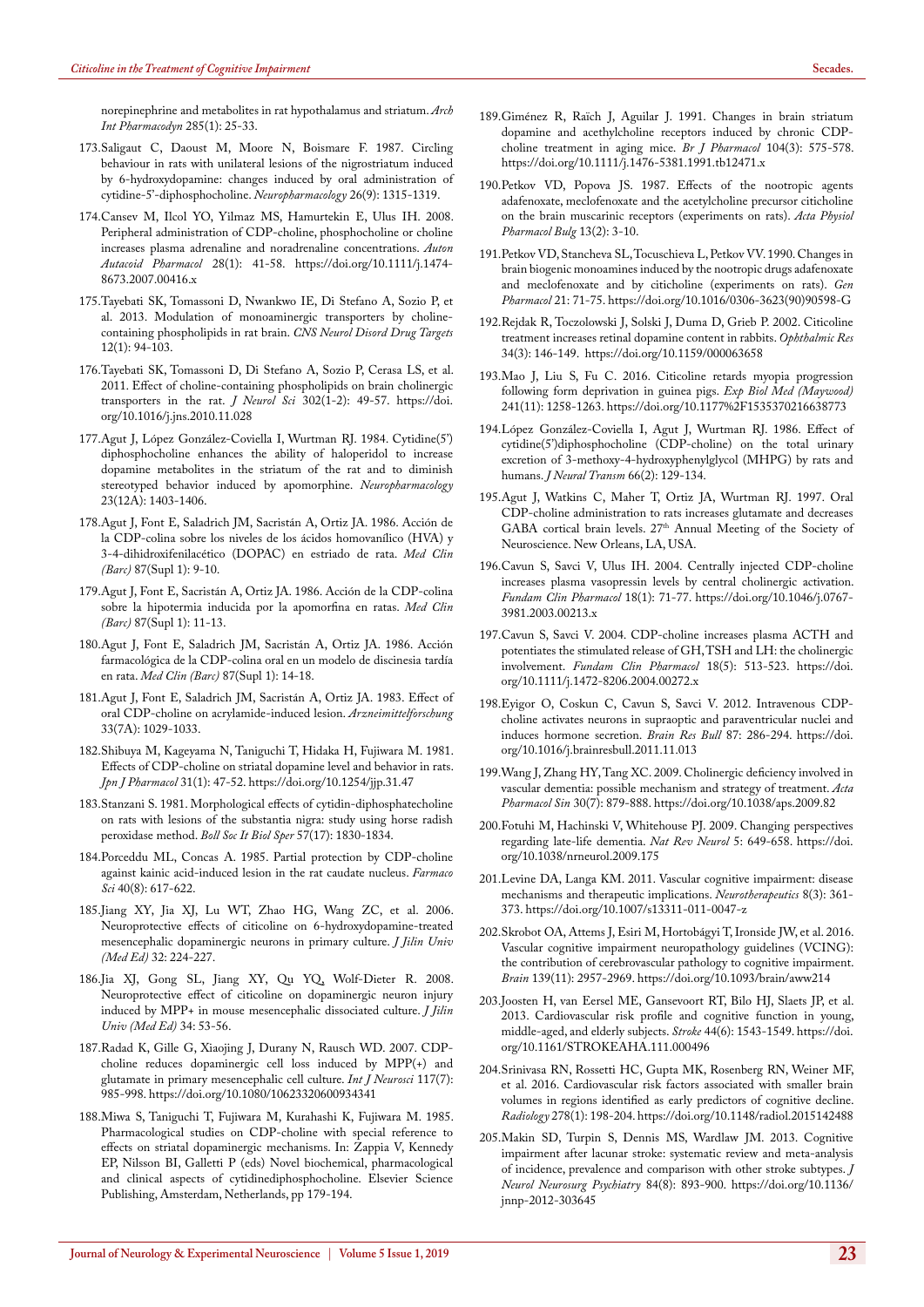norepinephrine and metabolites in rat hypothalamus and striatum. *Arch Int Pharmacodyn* 285(1): 25-33.

173. Saligaut C, Daoust M, Moore N, Boismare F. 1987. Circling behaviour in rats with unilateral lesions of the nigrostriatum induced by 6-hydroxydopamine: changes induced by oral administration of cytidine-5'-diphosphocholine. *Neuropharmacology* 26(9): 1315-1319.

174. Cansev M, Ilcol YO, Yilmaz MS, Hamurtekin E, Ulus IH. 2008. Peripheral administration of CDP-choline, phosphocholine or choline increases plasma adrenaline and noradrenaline concentrations. *Auton Autacoid Pharmacol* 28(1): 41-58. https://doi.org/10.1111/j.1474-8673.2007.00416.x

175. Tayebati SK, Tomassoni D, Nwankwo IE, Di Stefano A, Sozio P, et al. 2013. Modulation of monoaminergic transporters by choline-containing phospholipids in rat brain. *CNS Neurol Disord Drug Targets* 12(1): 94-103.

176. Tayebati SK, Tomassoni D, Di Stefano A, Sozio P, Cerasa LS, et al. 2011. Effect of choline-containing phospholipids on brain cholinergic transporters in the rat. *J Neurol Sci* 302(1-2): 49-57. https://doi.org/10.1016/j.jns.2010.11.028

177. Agut J, López González-Coviella I, Wurtman RJ. 1984. Cytidine(5') diphosphocholine enhances the ability of haloperidol to increase dopamine metabolites in the striatum of the rat and to diminish stereotyped behavior induced by apomorphine. *Neuropharmacology* 23(12A): 1403-1406.

178. Agut J, Font E, Saladrich JM, Sacristán A, Ortiz JA. 1986. Acción de la CDP-colina sobre los niveles de los ácidos homovaníllico (HVA) y 3-4-dihidroxifenilacético (DOPAC) en estriado de rata. *Med Clin (Barc)* 87(Supl 1): 9-10.

179. Agut J, Font E, Sacristán A, Ortiz JA. 1986. Acción de la CDP-colina sobre la hipotermia inducida por la apomorfina en ratas. *Med Clin (Barc)* 87(Supl 1): 11-13.

180. Agut J, Font E, Saladrich JM, Sacristán A, Ortiz JA. 1986. Acción farmacológica de la CDP-colina oral en un modelo de discinesia tardía en rata. *Med Clin (Barc)* 87(Supl 1): 14-18.

181. Agut J, Font E, Saladrich JM, Sacristán A, Ortiz JA. 1983. Effect of oral CDP-choline on acrylamide-induced lesion. *Arzneimittelforschung* 33(7A): 1029-1033.

182. Shibuya M, Kageyama N, Taniguchi T, Hidaka H, Fujiwara M. 1981. Effects of CDP-choline on striatal dopamine level and behavior in rats. *Jpn J Pharmacol* 31(1): 47-52. https://doi.org/10.1254/jjp.31.47

183. Stanzani S. 1981. Morphological effects of cytidin-diphosphatecholine on rats with lesions of the substantia nigra: study using horse radish peroxidase method. *Boll Soc It Biol Sper* 57(17): 1830-1834.

184. Porceddu ML, Concas A. 1985. Partial protection by CDP-choline against kainic acid-induced lesion in the rat caudate nucleus. *Farmaco Sci* 40(8): 617-622.

185. Jiang XY, Jia XJ, Lu WT, Zhao HG, Wang ZC, et al. 2006. Neuroprotective effects of citicoline on 6-hydroxydopamine-treated mesencephalic dopaminergic neurons in primary culture. *J Jilin Univ (Med Ed)* 32: 224-227.

186. Jia XJ, Gong SL, Jiang XY, Qu YQ, Wolf-Dieter R. 2008. Neuroprotective effect of citicoline on dopaminergic neuron injury induced by MPP+ in mouse mesencephalic dissociated culture. *J Jilin Univ (Med Ed)* 34: 53-56.

187. Radad K, Gille G, Xiaojing J, Durany N, Rausch WD. 2007. CDP-choline reduces dopaminergic cell loss induced by MPP(+) and glutamate in primary mesencephalic cell culture. *Int J Neurosci* 117(7): 985-998. https://doi.org/10.1080/10623320600934341

188. Miwa S, Taniguchi T, Fujiwara M, Kurahashi K, Fujiwara M. 1985. Pharmacological studies on CDP-choline with special reference to effects on striatal dopaminergic mechanisms. In: Zappia V, Kennedy EP, Nilsson BI, Galletti P (eds) Novel biochemical, pharmacological and clinical aspects of cytidinediphosphocholine. Elsevier Science Publishing, Amsterdam, Netherlands, pp 179-194.

189. Giménez R, Raïch J, Aguilar J. 1991. Changes in brain striatum dopamine and acethylcholine receptors induced by chronic CDP-choline treatment in aging mice. *Br J Pharmacol* 104(3): 575-578. https://doi.org/10.1111/j.1476-5381.1991.tb12471.x

190. Petkov VD, Popova JS. 1987. Effects of the nootropic agents adafenoxate, meclofenoxate and the acetylcholine precursor citicholine on the brain muscarinic receptors (experiments on rats). *Acta Physiol Pharmacol Bulg* 13(2): 3-10.

191. Petkov VD, Stancheva SL, Tocuschieva L, Petkov VV. 1990. Changes in brain biogenic monoamines induced by the nootropic drugs adafenoxate and meclofenoxate and by citicholine (experiments on rats). *Gen Pharmacol* 21: 71-75. https://doi.org/10.1016/0306-3623(90)90598-G

192. Rejdak R, Toczolowski J, Solski J, Duma D, Grieb P. 2002. Citicoline treatment increases retinal dopamine content in rabbits. *Ophthalmic Res* 34(3): 146-149. https://doi.org/10.1159/000063658

193. Mao J, Liu S, Fu C. 2016. Citicoline retards myopia progression following form deprivation in guinea pigs. *Exp Biol Med (Maywood)* 241(11): 1258-1263. https://doi.org/10.1177%2F1535370216638773

194. López González-Coviella I, Agut J, Wurtman RJ. 1986. Effect of cytidine(5')diphosphocholine (CDP-choline) on the total urinary excretion of 3-methoxy-4-hydroxyphenylglycol (MHPG) by rats and humans. *J Neural Transm* 66(2): 129-134.

195. Agut J, Watkins C, Maher T, Ortiz JA, Wurtman RJ. 1997. Oral CDP-choline administration to rats increases glutamate and decreases GABA cortical brain levels. 27th Annual Meeting of the Society of Neuroscience. New Orleans, LA, USA.

196. Cavun S, Savci V, Ulus IH. 2004. Centrally injected CDP-choline increases plasma vasopressin levels by central cholinergic activation. *Fundam Clin Pharmacol* 18(1): 71-77. https://doi.org/10.1046/j.0767-3981.2003.00213.x

197. Cavun S, Savci V. 2004. CDP-choline increases plasma ACTH and potentiates the stimulated release of GH, TSH and LH: the cholinergic involvement. *Fundam Clin Pharmacol* 18(5): 513-523. https://doi.org/10.1111/j.1472-8206.2004.00272.x

198. Eyigor O, Coskun C, Cavun S, Savci V. 2012. Intravenous CDP-choline activates neurons in supraoptic and paraventricular nuclei and induces hormone secretion. *Brain Res Bull* 87: 286-294. https://doi.org/10.1016/j.brainresbull.2011.11.013

199. Wang J, Zhang HY, Tang XC. 2009. Cholinergic deficiency involved in vascular dementia: possible mechanism and strategy of treatment. *Acta Pharmacol Sin* 30(7): 879-888. https://doi.org/10.1038/aps.2009.82

200. Fotuhi M, Hachinski V, Whitehouse PJ. 2009. Changing perspectives regarding late-life dementia. *Nat Rev Neurol* 5: 649-658. https://doi.org/10.1038/nrneurol.2009.175

201. Levine DA, Langa KM. 2011. Vascular cognitive impairment: disease mechanisms and therapeutic implications. *Neurotherapeutics* 8(3): 361-373. https://doi.org/10.1007/s13311-011-0047-z

202. Skrobot OA, Attems J, Esiri M, Hortobágyi T, Ironside JW, et al. 2016. Vascular cognitive impairment neuropathology guidelines (VCING): the contribution of cerebrovascular pathology to cognitive impairment. *Brain* 139(11): 2957-2969. https://doi.org/10.1093/brain/aww214

203. Joosten H, van Eersel ME, Gansevoort RT, Bilo HJ, Slaets JP, et al. 2013. Cardiovascular risk profile and cognitive function in young, middle-aged, and elderly subjects. *Stroke* 44(6): 1543-1549. https://doi.org/10.1161/STROKEAHA.111.000496

204. Srinivasa RN, Rossetti HC, Gupta MK, Rosenberg RN, Weiner MF, et al. 2016. Cardiovascular risk factors associated with smaller brain volumes in regions identified as early predictors of cognitive decline. *Radiology* 278(1): 198-204. https://doi.org/10.1148/radiol.2015142488

205. Makin SD, Turpin S, Dennis MS, Wardlaw JM. 2013. Cognitive impairment after lacunar stroke: systematic review and meta-analysis of incidence, prevalence and comparison with other stroke subtypes. *J Neurol Neurosurg Psychiatry* 84(8): 893-900. https://doi.org/10.1136/jnnp-2012-303645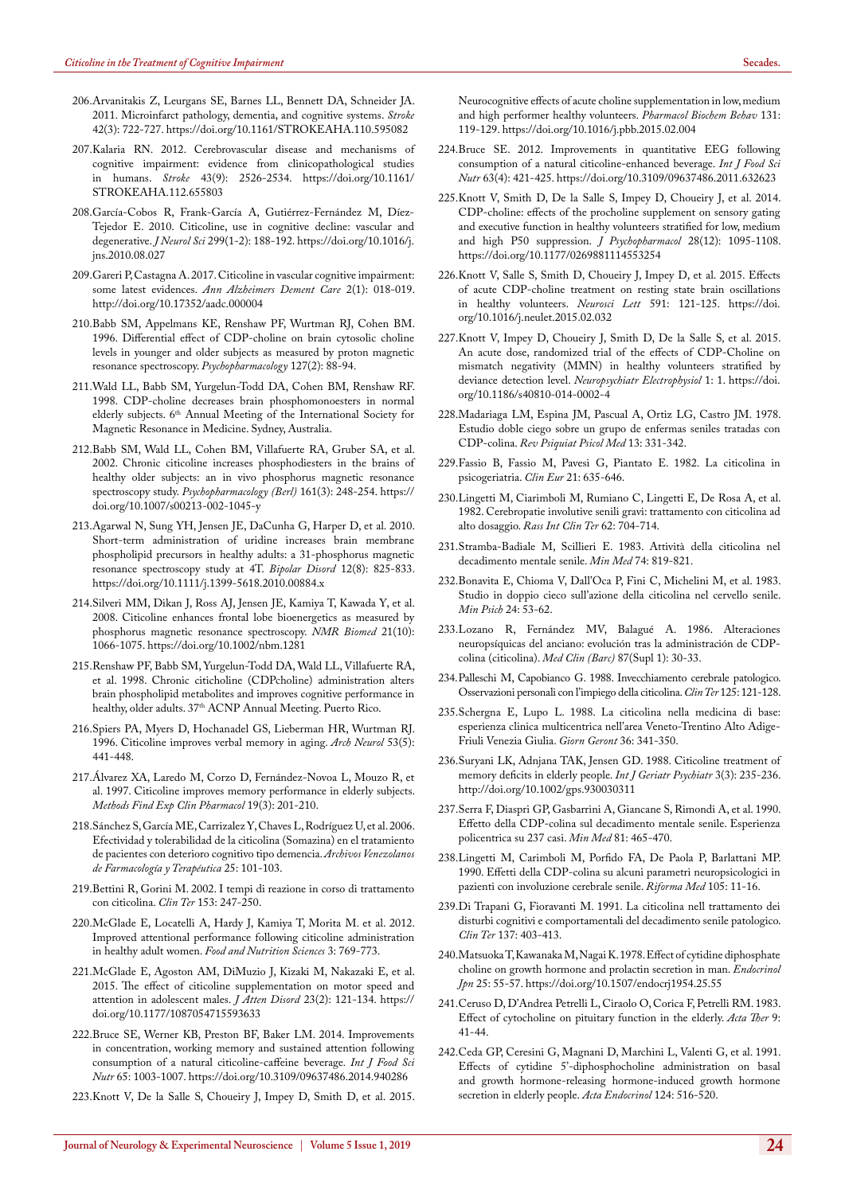206. Arvanitakis Z, Leurgans SE, Barnes LL, Bennett DA, Schneider JA. 2011. Microinfarct pathology, dementia, and cognitive systems. *Stroke* 42(3): 722-727. https://doi.org/10.1161/STROKEAHA.110.595082

207. Kalaria RN. 2012. Cerebrovascular disease and mechanisms of cognitive impairment: evidence from clinicopathological studies in humans. *Stroke* 43(9): 2526-2534. https://doi.org/10.1161/STROKEAHA.112.655803

208. García-Cobos R, Frank-García A, Gutiérrez-Fernández M, Díez-Tejedor E. 2010. Citicoline, use in cognitive decline: vascular and degenerative. *J Neurol Sci* 299(1-2): 188-192. https://doi.org/10.1016/j.jns.2010.08.027

209. Gareri P, Castagna A. 2017. Citicoline in vascular cognitive impairment: some latest evidences. *Ann Alzheimers Dement Care* 2(1): 018-019. http://doi.org/10.17352/aadc.000004

210. Babb SM, Appelmans KE, Renshaw PF, Wurtman RJ, Cohen BM. 1996. Differential effect of CDP-choline on brain cytosolic choline levels in younger and older subjects as measured by proton magnetic resonance spectroscopy. *Psychopharmacology* 127(2): 88-94.

211. Wald LL, Babb SM, Yurgelun-Todd DA, Cohen BM, Renshaw RF. 1998. CDP-choline decreases brain phosphomonoesters in normal elderly subjects. 6th Annual Meeting of the International Society for Magnetic Resonance in Medicine. Sydney, Australia.

212. Babb SM, Wald LL, Cohen BM, Villafuerte RA, Gruber SA, et al. 2002. Chronic citicoline increases phosphodiesters in the brains of healthy older subjects: an in vivo phosphorus magnetic resonance spectroscopy study. *Psychopharmacology (Berl)* 161(3): 248-254. https://doi.org/10.1007/s00213-002-1045-y

213. Agarwal N, Sung YH, Jensen JE, DaCunha G, Harper D, et al. 2010. Short-term administration of uridine increases brain membrane phospholipid precursors in healthy adults: a 31-phosphorus magnetic resonance spectroscopy study at 4T. *Bipolar Disord* 12(8): 825-833. https://doi.org/10.1111/j.1399-5618.2010.00884.x

214. Silveri MM, Dikan J, Ross AJ, Jensen JE, Kamiya T, Kawada Y, et al. 2008. Citicoline enhances frontal lobe bioenergetics as measured by phosphorus magnetic resonance spectroscopy. *NMR Biomed* 21(10): 1066-1075. https://doi.org/10.1002/nbm.1281

215. Renshaw PF, Babb SM, Yurgelun-Todd DA, Wald LL, Villafuerte RA, et al. 1998. Chronic citicholine (CDPcholine) administration alters brain phospholipid metabolites and improves cognitive performance in healthy, older adults. 37th ACNP Annual Meeting. Puerto Rico.

216. Spiers PA, Myers D, Hochanadel GS, Lieberman HR, Wurtman RJ. 1996. Citicoline improves verbal memory in aging. *Arch Neurol* 53(5): 441-448.

217. Álvarez XA, Laredo M, Corzo D, Fernández-Novoa L, Mouzo R, et al. 1997. Citicoline improves memory performance in elderly subjects. *Methods Find Exp Clin Pharmacol* 19(3): 201-210.

218. Sánchez S, García ME, Carrizalez Y, Chaves L, Rodríguez U, et al. 2006. Efectividad y tolerabilidad de la citicolina (Somazina) en el tratamiento de pacientes con deterioro cognitivo tipo demencia. *Archivos Venezolanos de Farmacología y Terapéutica* 25: 101-103.

219. Bettini R, Gorini M. 2002. I tempi di reazione in corso di trattamento con citicolina. *Clin Ter* 153: 247-250.

220. McGlade E, Locatelli A, Hardy J, Kamiya T, Morita M. et al. 2012. Improved attentional performance following citicoline administration in healthy adult women. *Food and Nutrition Sciences* 3: 769-773.

221. McGlade E, Agoston AM, DiMuzio J, Kizaki M, Nakazaki E, et al. 2015. The effect of citicoline supplementation on motor speed and attention in adolescent males. *J Atten Disord* 23(2): 121-134. https://doi.org/10.1177/1087054715593633

222. Bruce SE, Werner KB, Preston BF, Baker LM. 2014. Improvements in concentration, working memory and sustained attention following consumption of a natural citicoline-caffeine beverage. *Int J Food Sci Nutr* 65: 1003-1007. https://doi.org/10.3109/09637486.2014.940286

223. Knott V, De la Salle S, Choueiry J, Impey D, Smith D, et al. 2015. Neurocognitive effects of acute choline supplementation in low, medium and high performer healthy volunteers. *Pharmacol Biochem Behav* 131: 119-129. https://doi.org/10.1016/j.pbb.2015.02.004

224. Bruce SE. 2012. Improvements in quantitative EEG following consumption of a natural citicoline-enhanced beverage. *Int J Food Sci Nutr* 63(4): 421-425. https://doi.org/10.3109/09637486.2011.632623

225. Knott V, Smith D, De la Salle S, Impey D, Choueiry J, et al. 2014. CDP-choline: effects of the procholine supplement on sensory gating and executive function in healthy volunteers stratified for low, medium and high P50 suppression. *J Psychopharmacol* 28(12): 1095-1108. https://doi.org/10.1177/0269881114553254

226. Knott V, Salle S, Smith D, Choueiry J, Impey D, et al. 2015. Effects of acute CDP-choline treatment on resting state brain oscillations in healthy volunteers. *Neurosci Lett* 591: 121-125. https://doi.org/10.1016/j.neulet.2015.02.032

227. Knott V, Impey D, Choueiry J, Smith D, De la Salle S, et al. 2015. An acute dose, randomized trial of the effects of CDP-Choline on mismatch negativity (MMN) in healthy volunteers stratified by deviance detection level. *Neuropsychiatr Electrophysiol* 1: 1. https://doi.org/10.1186/s40810-014-0002-4

228. Madariaga LM, Espina JM, Pascual A, Ortiz LG, Castro JM. 1978. Estudio doble ciego sobre un grupo de enfermas seniles tratadas con CDP-colina. *Rev Psiquiat Psicol Med* 13: 331-342.

229. Fassio B, Fassio M, Pavesi G, Piantato E. 1982. La citicolina in psicogeriatria. *Clin Eur* 21: 635-646.

230. Lingetti M, Ciarimboli M, Rumiano C, Lingetti E, De Rosa A, et al. 1982. Cerebropatie involutive senili gravi: trattamento con citicolina ad alto dosaggio. *Rass Int Clin Ter* 62: 704-714.

231. Stramba-Badiale M, Scillieri E. 1983. Attività della citicolina nel decadimento mentale senile. *Min Med* 74: 819-821.

232. Bonavita E, Chioma V, Dall'Oca P, Fini C, Michelini M, et al. 1983. Studio in doppio cieco sull'azione della citicolina nel cervello senile. *Min Psich* 24: 53-62.

233. Lozano R, Fernández MV, Balagué A. 1986. Alteraciones neuropsíquicas del anciano: evolución tras la administración de CDP-colina (citicolina). *Med Clin (Barc)* 87(Supl 1): 30-33.

234. Palleschi M, Capobianco G. 1988. Invecchiamento cerebrale patologico. Osservazioni personali con l'impiego della citicolina. *Clin Ter* 125: 121-128.

235. Schergna E, Lupo L. 1988. La citicolina nella medicina di base: esperienza clinica multicentrica nell'area Veneto-Trentino Alto Adige-Friuli Venezia Giulia. *Giorn Geront* 36: 341-350.

236. Suryani LK, Adnjana TAK, Jensen GD. 1988. Citicoline treatment of memory deficits in elderly people. *Int J Geriatr Psychiatr* 3(3): 235-236. http://doi.org/10.1002/gps.930030311

237. Serra F, Diaspri GP, Gasbarrini A, Giancane S, Rimondi A, et al. 1990. Effetto della CDP-colina sul decadimento mentale senile. Esperienza policentrica su 237 casi. *Min Med* 81: 465-470.

238. Lingetti M, Carimboli M, Porfido FA, De Paola P, Barlattani MP. 1990. Effetti della CDP-colina su alcuni parametri neuropsicologici in pazienti con involuzione cerebrale senile. *Riforma Med* 105: 11-16.

239. Di Trapani G, Fioravanti M. 1991. La citicolina nell trattamento dei disturbi cognitivi e comportamentali del decadimento senile patologico. *Clin Ter* 137: 403-413.

240. Matsuoka T, Kawanaka M, Nagai K. 1978. Effect of cytidine diphosphate choline on growth hormone and prolactin secretion in man. *Endocrinol Jpn* 25: 55-57. https://doi.org/10.1507/endocrj1954.25.55

241. Ceruso D, D'Andrea Petrelli L, Ciraolo O, Corica F, Petrelli RM. 1983. Effect of cytocholine on pituitary function in the elderly. *Acta Ther* 9: 41-44.

242. Ceda GP, Ceresini G, Magnani D, Marchini L, Valenti G, et al. 1991. Effects of cytidine 5'-diphosphocholine administration on basal and growth hormone-releasing hormone-induced growth hormone secretion in elderly people. *Acta Endocrinol* 124: 516-520.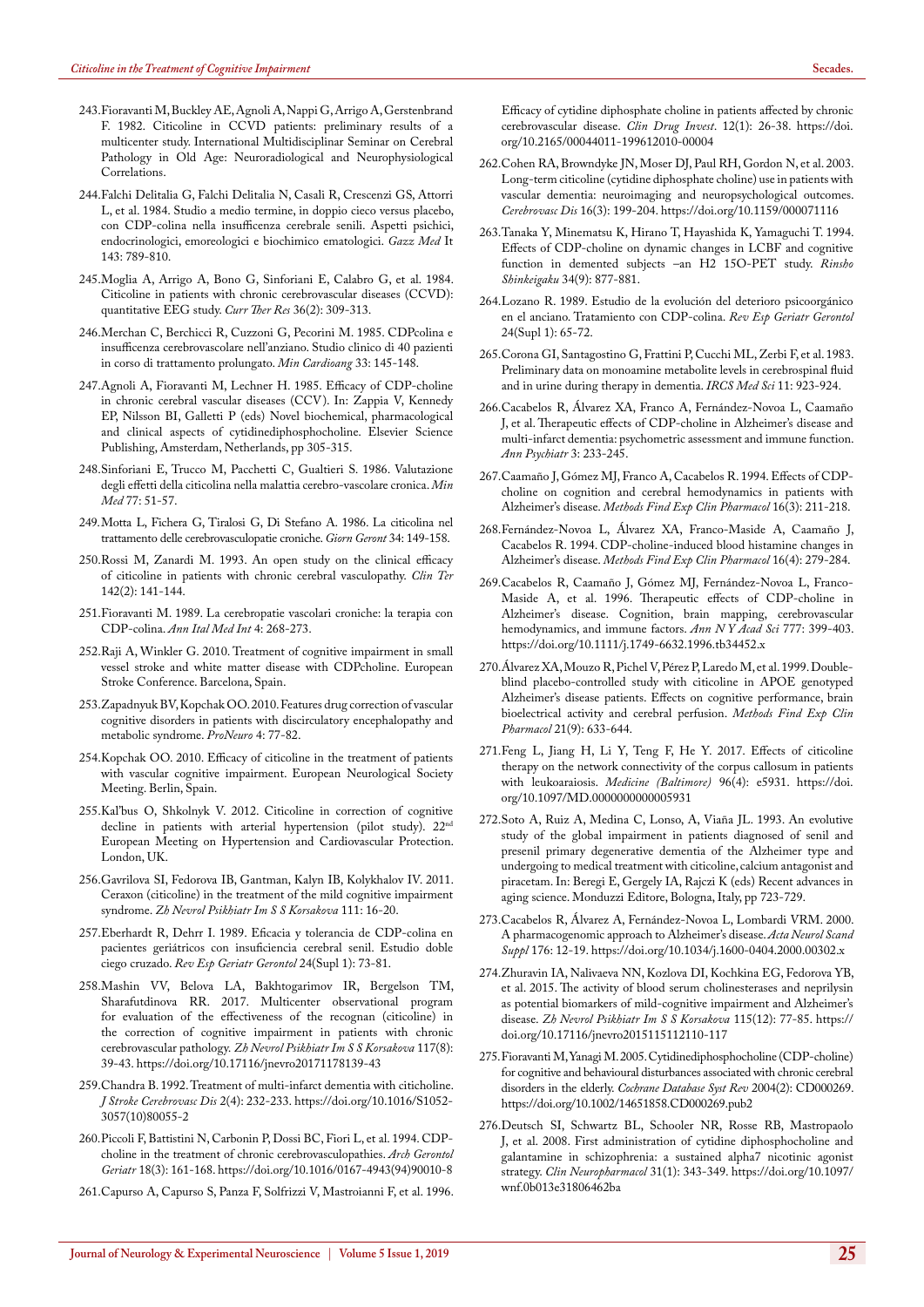243. Fioravanti M, Buckley AE, Agnoli A, Nappi G, Arrigo A, Gerstenbrand F. 1982. Citicoline in CCVD patients: preliminary results of a multicenter study. International Multidisciplinar Seminar on Cerebral Pathology in Old Age: Neuroradiological and Neurophysiological Correlations.

244. Falchi Delitalia G, Falchi Delitalia N, Casali R, Crescenzi GS, Attorri L, et al. 1984. Studio a medio termine, in doppio cieco versus placebo, con CDP-colina nella insufficenza cerebrale senili. Aspetti psichici, endocrinologici, emoreologici e biochimico ematologici. *Gazz Med* It 143: 789-810.

245. Moglia A, Arrigo A, Bono G, Sinforiani E, Calabro G, et al. 1984. Citicoline in patients with chronic cerebrovascular diseases (CCVD): quantitative EEG study. *Curr Ther Res* 36(2): 309-313.

246. Merchan C, Berchicci R, Cuzzoni G, Pecorini M. 1985. CDPcolina e insufficenza cerebrovascolare nell'anziano. Studio clinico di 40 pazienti in corso di trattamento prolungato. *Min Cardioang* 33: 145-148.

247. Agnoli A, Fioravanti M, Lechner H. 1985. Efficacy of CDP-choline in chronic cerebral vascular diseases (CCV). In: Zappia V, Kennedy EP, Nilsson BI, Galletti P (eds) Novel biochemical, pharmacological and clinical aspects of cytidinediphosphocholine. Elsevier Science Publishing, Amsterdam, Netherlands, pp 305-315.

248. Sinforiani E, Trucco M, Pacchetti C, Gualtieri S. 1986. Valutazione degli effetti della citicolina nella malattia cerebro-vascolare cronica. *Min Med* 77: 51-57.

249. Motta L, Fichera G, Tiralosi G, Di Stefano A. 1986. La citicolina nel trattamento delle cerebrovasculopatie croniche. *Giorn Geront* 34: 149-158.

250. Rossi M, Zanardi M. 1993. An open study on the clinical efficacy of citicoline in patients with chronic cerebral vasculopathy. *Clin Ter* 142(2): 141-144.

251. Fioravanti M. 1989. La cerebropatie vascolari croniche: la terapia con CDP-colina. *Ann Ital Med Int* 4: 268-273.

252. Raji A, Winkler G. 2010. Treatment of cognitive impairment in small vessel stroke and white matter disease with CDPcholine. European Stroke Conference. Barcelona, Spain.

253. Zapadnyuk BV, Kopchak OO. 2010. Features drug correction of vascular cognitive disorders in patients with discirculatory encephalopathy and metabolic syndrome. *ProNeuro* 4: 77-82.

254. Kopchak OO. 2010. Efficacy of citicoline in the treatment of patients with vascular cognitive impairment. European Neurological Society Meeting. Berlin, Spain.

255. Kal'bus O, Shkolnyk V. 2012. Citicoline in correction of cognitive decline in patients with arterial hypertension (pilot study). 22nd European Meeting on Hypertension and Cardiovascular Protection. London, UK.

256. Gavrilova SI, Fedorova IB, Gantman, Kalyn IB, Kolykhalov IV. 2011. Ceraxon (citicoline) in the treatment of the mild cognitive impairment syndrome. *Zh Nevrol Psikhiatr Im S S Korsakova* 111: 16-20.

257. Eberhardt R, Dehrr I. 1989. Eficacia y tolerancia de CDP-colina en pacientes geriátricos con insuficiencia cerebral senil. Estudio doble ciego cruzado. *Rev Esp Geriatr Gerontol* 24(Supl 1): 73-81.

258. Mashin VV, Belova LA, Bakhtogarimov IR, Bergelson TM, Sharafutdinova RR. 2017. Multicenter observational program for evaluation of the effectiveness of the recognan (citicoline) in the correction of cognitive impairment in patients with chronic cerebrovascular pathology. *Zh Nevrol Psikhiatr Im S S Korsakova* 117(8): 39-43. https://doi.org/10.17116/jnevro20171178139-43

259. Chandra B. 1992. Treatment of multi-infarct dementia with citicholine. *J Stroke Cerebrovasc Dis* 2(4): 232-233. https://doi.org/10.1016/S1052-3057(10)80055-2

260. Piccoli F, Battistini N, Carbonin P, Dossi BC, Fiori L, et al. 1994. CDP-choline in the treatment of chronic cerebrovasculopathies. *Arch Gerontol Geriatr* 18(3): 161-168. https://doi.org/10.1016/0167-4943(94)90010-8

261. Capurso A, Capurso S, Panza F, Solfrizzi V, Mastroianni F, et al. 1996. Efficacy of cytidine diphosphate choline in patients affected by chronic cerebrovascular disease. *Clin Drug Invest*. 12(1): 26-38. https://doi.org/10.2165/00044011-199612010-00004

262. Cohen RA, Browndyke JN, Moser DJ, Paul RH, Gordon N, et al. 2003. Long-term citicoline (cytidine diphosphate choline) use in patients with vascular dementia: neuroimaging and neuropsychological outcomes. *Cerebrovasc Dis* 16(3): 199-204. https://doi.org/10.1159/000071116

263. Tanaka Y, Minematsu K, Hirano T, Hayashida K, Yamaguchi T. 1994. Effects of CDP-choline on dynamic changes in LCBF and cognitive function in demented subjects –an H2 15O-PET study. *Rinsho Shinkeigaku* 34(9): 877-881.

264. Lozano R. 1989. Estudio de la evolución del deterioro psicoorgánico en el anciano. Tratamiento con CDP-colina. *Rev Esp Geriatr Gerontol* 24(Supl 1): 65-72.

265. Corona GI, Santagostino G, Frattini P, Cucchi ML, Zerbi F, et al. 1983. Preliminary data on monoamine metabolite levels in cerebrospinal fluid and in urine during therapy in dementia. *IRCS Med Sci* 11: 923-924.

266. Cacabelos R, Álvarez XA, Franco A, Fernández-Novoa L, Caamaño J, et al. Therapeutic effects of CDP-choline in Alzheimer's disease and multi-infarct dementia: psychometric assessment and immune function. *Ann Psychiatr* 3: 233-245.

267. Caamaño J, Gómez MJ, Franco A, Cacabelos R. 1994. Effects of CDP-choline on cognition and cerebral hemodynamics in patients with Alzheimer's disease. *Methods Find Exp Clin Pharmacol* 16(3): 211-218.

268. Fernández-Novoa L, Álvarez XA, Franco-Maside A, Caamaño J, Cacabelos R. 1994. CDP-choline-induced blood histamine changes in Alzheimer's disease. *Methods Find Exp Clin Pharmacol* 16(4): 279-284.

269. Cacabelos R, Caamaño J, Gómez MJ, Fernández-Novoa L, Franco-Maside A, et al. 1996. Therapeutic effects of CDP-choline in Alzheimer's disease. Cognition, brain mapping, cerebrovascular hemodynamics, and immune factors. *Ann N Y Acad Sci* 777: 399-403. https://doi.org/10.1111/j.1749-6632.1996.tb34452.x

270. Álvarez XA, Mouzo R, Pichel V, Pérez P, Laredo M, et al. 1999. Double-blind placebo-controlled study with citicoline in APOE genotyped Alzheimer's disease patients. Effects on cognitive performance, brain bioelectrical activity and cerebral perfusion. *Methods Find Exp Clin Pharmacol* 21(9): 633-644.

271. Feng L, Jiang H, Li Y, Teng F, He Y. 2017. Effects of citicoline therapy on the network connectivity of the corpus callosum in patients with leukoaraiosis. *Medicine (Baltimore)* 96(4): e5931. https://doi.org/10.1097/MD.0000000000005931

272. Soto A, Ruiz A, Medina C, Lonso, A, Viaña JL. 1993. An evolutive study of the global impairment in patients diagnosed of senil and presenil primary degenerative dementia of the Alzheimer type and undergoing to medical treatment with citicoline, calcium antagonist and piracetam. In: Beregi E, Gergely IA, Rajczi K (eds) Recent advances in aging science. Monduzzi Editore, Bologna, Italy, pp 723-729.

273. Cacabelos R, Álvarez A, Fernández-Novoa L, Lombardi VRM. 2000. A pharmacogenomic approach to Alzheimer's disease. *Acta Neurol Scand Suppl* 176: 12-19. https://doi.org/10.1034/j.1600-0404.2000.00302.x

274. Zhuravin IA, Nalivaeva NN, Kozlova DI, Kochkina EG, Fedorova YB, et al. 2015. The activity of blood serum cholinesterases and neprilysin as potential biomarkers of mild-cognitive impairment and Alzheimer's disease. *Zh Nevrol Psikhiatr Im S S Korsakova* 115(12): 77-85. https://doi.org/10.17116/jnevro2015115112110-117

275. Fioravanti M, Yanagi M. 2005. Cytidinediphosphocholine (CDP-choline) for cognitive and behavioural disturbances associated with chronic cerebral disorders in the elderly. *Cochrane Database Syst Rev* 2004(2): CD000269. https://doi.org/10.1002/14651858.CD000269.pub2

276. Deutsch SI, Schwartz BL, Schooler NR, Rosse RB, Mastropaolo J, et al. 2008. First administration of cytidine diphosphocholine and galantamine in schizophrenia: a sustained alpha7 nicotinic agonist strategy. *Clin Neuropharmacol* 31(1): 343-349. https://doi.org/10.1097/wnf.0b013e31806462ba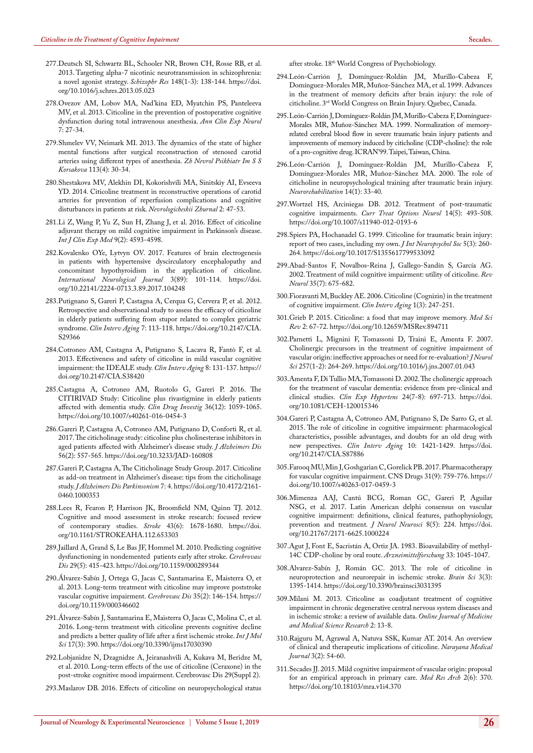277. Deutsch SI, Schwartz BL, Schooler NR, Brown CH, Rosse RB, et al. 2013. Targeting alpha-7 nicotinic neurotransmission in schizophrenia: a novel agonist strategy. *Schizophr Res* 148(1-3): 138-144. https://doi.org/10.1016/j.schres.2013.05.023

278. Ovezov AM, Lobov MA, Nad'kina ED, Myatchin PS, Panteleeva MV, et al. 2013. Citicoline in the prevention of postoperative cognitive dysfunction during total intravenous anesthesia. *Ann Clin Exp Neurol* 7: 27-34.

279. Shmelev VV, Neimark MI. 2013. The dynamics of the state of higher mental functions after surgical reconstruction of stenosed carotid arteries using different types of anesthesia. *Zh Nevrol Psikhiatr Im S S Korsakova* 113(4): 30-34.

280. Shestakova MV, Alekhin DI, Kokorishvili MA, Sinitskiy AI, Evseeva YD. 2014. Citicoline treatment in reconstructive operations of carotid arteries for prevention of reperfusion complications and cognitive disturbances in patients at risk. *Nevrologicheskii Zhurnal* 2: 47-53.

281. Li Z, Wang P, Yu Z, Sun H, Zhang J, et al. 2016. Effect of citicoline adjuvant therapy on mild cognitive impairment in Parkinson's disease. *Int J Clin Exp Med* 9(2): 4593-4598.

282. Kovalenko OYe, Lytvyn OV. 2017. Features of brain electrogenesis in patients with hypertensive dyscirculatory encephalopathy and concomitant hypothyroidism in the application of citicoline. *International Neurological Journal* 3(89): 101-114. https://doi.org/10.22141/2224-0713.3.89.2017.104248

283. Putignano S, Gareri P, Castagna A, Cerqua G, Cervera P, et al. 2012. Retrospective and observational study to assess the efficacy of citicoline in elderly patients suffering from stupor related to complex geriatric syndrome. *Clin Interv Aging* 7: 113-118. https://doi.org/10.2147/CIA.S29366

284. Cotroneo AM, Castagna A, Putignano S, Lacava R, Fantò F, et al. 2013. Effectiveness and safety of citicoline in mild vascular cognitive impairment: the IDEALE study. *Clin Interv Aging* 8: 131-137. https://doi.org/10.2147/CIA.S38420

285. Castagna A, Cotroneo AM, Ruotolo G, Gareri P. 2016. The CITIRIVAD Study: Citicoline plus rivastigmine in elderly patients affected with dementia study. *Clin Drug Investig* 36(12): 1059-1065. https://doi.org/10.1007/s40261-016-0454-3

286. Gareri P, Castagna A, Cotroneo AM, Putignano D, Conforti R, et al. 2017. The citicholinage study: citicoline plus cholinesterase inhibitors in aged patients affected with Alzheimer's disease study. *J Alzheimers Dis* 56(2): 557-565. https://doi.org/10.3233/JAD-160808

287. Gareri P, Castagna A, The Citicholinage Study Group. 2017. Citicoline as add-on treatment in Alzheimer's disease: tips from the citicholinage study. *J Alzheimers Dis Parkinsonism* 7: 4. https://doi.org/10.4172/2161-0460.1000353

288. Lees R, Fearon P, Harrison JK, Broomfield NM, Quinn TJ. 2012. Cognitive and mood assessment in stroke research: focused review of contemporary studies. *Stroke* 43(6): 1678-1680. https://doi.org/10.1161/STROKEAHA.112.653303

289. Jaillard A, Grand S, Le Bas JF, Hommel M. 2010. Predicting cognitive dysfunctioning in nondemented patients early after stroke. *Cerebrovasc Dis* 29(5): 415-423. https://doi.org/10.1159/000289344

290. Álvarez-Sabín J, Ortega G, Jacas C, Santamarina E, Maisterra O, et al. 2013. Long-term treatment with citicoline may improve poststroke vascular cognitive impairment. *Cerebrovasc Dis* 35(2): 146-154. https://doi.org/10.1159/000346602

291. Álvarez-Sabín J, Santamarina E, Maisterra O, Jacas C, Molina C, et al. 2016. Long-term treatment with citicoline prevents cognitive decline and predicts a better quality of life after a first ischemic stroke. *Int J Mol Sci* 17(3): 390. https://doi.org/10.3390/ijms17030390

292. Lobjanidze N, Dzagnidze A, Jeiranashvili A, Kukava M, Beridze M, et al. 2010. Long-term effects of the use of citicoline (Ceraxone) in the post-stroke cognitive mood impairment. Cerebrovasc Dis 29(Suppl 2).

293. Maslarov DB. 2016. Effects of citicoline on neuropsychological status after stroke. 18th World Congress of Psychobiology.

294. León-Carrión J, Domínguez-Roldán JM, Murillo-Cabeza F, Domínguez-Morales MR, Muñoz-Sánchez MA, et al. 1999. Advances in the treatment of memory deficits after brain injury: the role of citicholine. 3rd World Congress on Brain Injury. Quebec, Canada.

295. León-Carrión J, Domínguez-Roldán JM, Murillo-Cabeza F, Domínguez-Morales MR, Muñoz-Sánchez MA. 1999. Normalization of memory-related cerebral blood flow in severe traumatic brain injury patients and improvements of memory induced by citicholine (CDP-choline): the role of a pro-cognitive drug. ICRAN'99. Taipei, Taiwan, China.

296. León-Carrión J, Domínguez-Roldán JM, Murillo-Cabeza F, Domínguez-Morales MR, Muñoz-Sánchez MA. 2000. The role of citicholine in neuropsychological training after traumatic brain injury. *Neurorehabilitation* 14(1): 33-40.

297. Wortzel HS, Arciniegas DB. 2012. Treatment of post-traumatic cognitive impairments. *Curr Treat Options Neurol* 14(5): 493-508. https://doi.org/10.1007/s11940-012-0193-6

298. Spiers PA, Hochanadel G. 1999. Citicoline for traumatic brain injury: report of two cases, including my own. *J Int Neuropsychol Soc* 5(3): 260-264. https://doi.org/10.1017/S1355617799533092

299. Abad-Santos F, Novalbos-Reina J, Gallego-Sandín S, García AG. 2002. Treatment of mild cognitive impairment: utility of citicoline. *Rev Neurol* 35(7): 675-682.

300. Fioravanti M, Buckley AE. 2006. Citicoline (Cognizin) in the treatment of cognitive impairment. *Clin Interv Aging* 1(3): 247-251.

301. Grieb P. 2015. Citicoline: a food that may improve memory. *Med Sci Rev* 2: 67-72. https://doi.org/10.12659/MSRev.894711

302. Parnetti L, Mignini F, Tomassoni D, Traini E, Amenta F. 2007. Cholinergic precursors in the treatment of cognitive impairment of vascular origin: ineffective approaches or need for re-evaluation? *J Neurol Sci* 257(1-2): 264-269. https://doi.org/10.1016/j.jns.2007.01.043

303. Amenta F, Di Tullio MA, Tomassoni D. 2002. The cholinergic approach for the treatment of vascular dementia: evidence from pre-clinical and clinical studies. *Clin Exp Hypertens* 24(7-8): 697-713. https://doi.org/10.1081/CEH-120015346

304. Gareri P, Castagna A, Cotroneo AM, Putignano S, De Sarro G, et al. 2015. The role of citicoline in cognitive impairment: pharmacological characteristics, possible advantages, and doubts for an old drug with new perspectives. *Clin Interv Aging* 10: 1421-1429. https://doi.org/10.2147/CIA.S87886

305. Farooq MU, Min J, Goshgarian C, Gorelick PB. 2017. Pharmacotherapy for vascular cognitive impairment. CNS Drugs 31(9): 759-776. https://doi.org/10.1007/s40263-017-0459-3

306. Mimenza AAJ, Cantú BCG, Roman GC, Gareri P, Aguilar NSG, et al. 2017. Latin American delphi consensus on vascular cognitive impairment: definitions, clinical features, pathophysiology, prevention and treatment. *J Neurol Neurosci* 8(5): 224. https://doi.org/10.21767/2171-6625.1000224

307. Agut J, Font E, Sacristán A, Ortiz JA. 1983. Bioavailability of methyl-14C CDP-choline by oral route. *Arzneimittelforschung* 33: 1045-1047.

308. Alvarez-Sabín J, Román GC. 2013. The role of citicoline in neuroprotection and neurorepair in ischemic stroke. *Brain Sci* 3(3): 1395-1414. https://doi.org/10.3390/brainsci3031395

309. Milani M. 2013. Citicoline as coadjutant treatment of cognitive impairment in chronic degenerative central nervous system diseases and in ischemic stroke: a review of available data. *Online Journal of Medicine and Medical Science Research* 2: 13-8.

310. Rajguru M, Agrawal A, Natuva SSK, Kumar AT. 2014. An overview of clinical and therapeutic implications of citicoline. *Narayana Medical Journal* 3(2): 54-60.

311. Secades JJ. 2015. Mild cognitive impairment of vascular origin: proposal for an empirical approach in primary care. *Med Res Arch* 2(6): 370. https://doi.org/10.18103/mra.v1i4.370